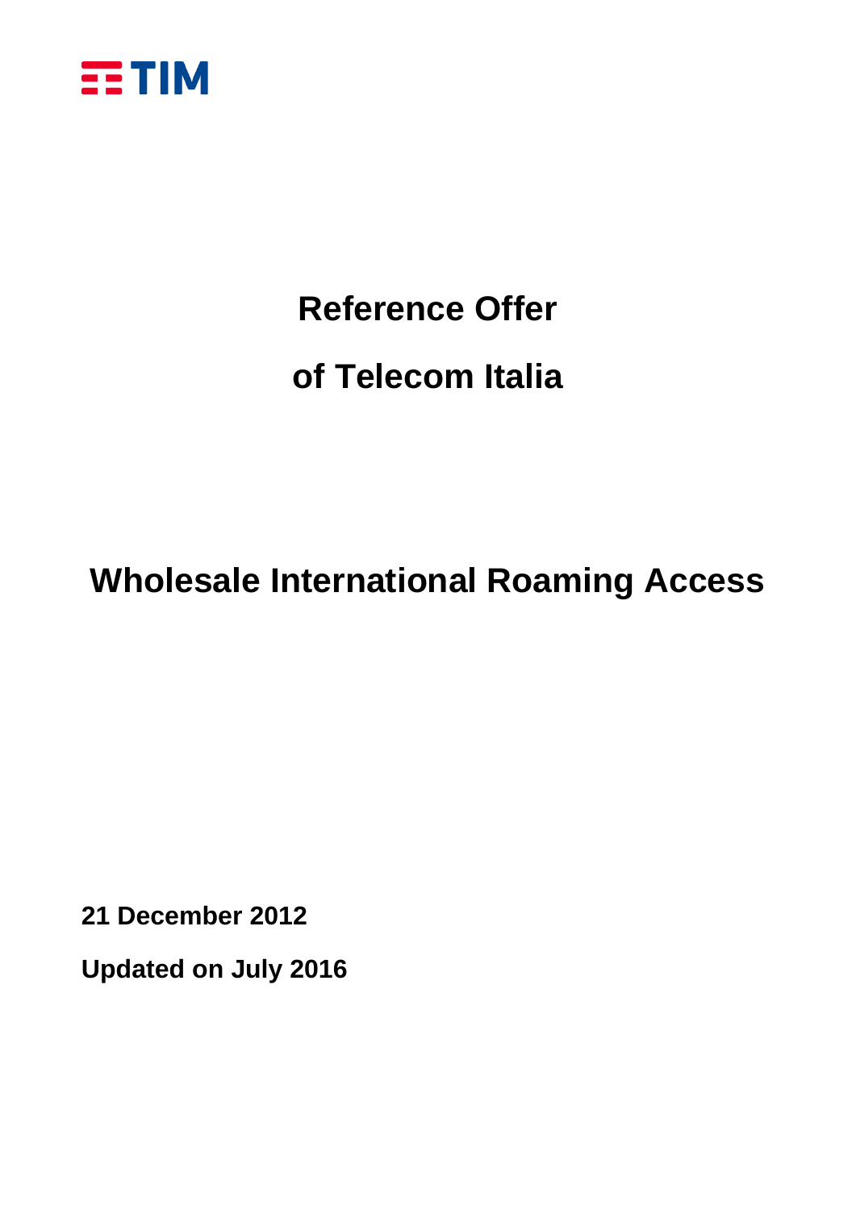TIM

# Reference Offer

# of Telecom Italia

# Wholesale International Roaming Access

**21 December 2012**

**Updated on July 2016**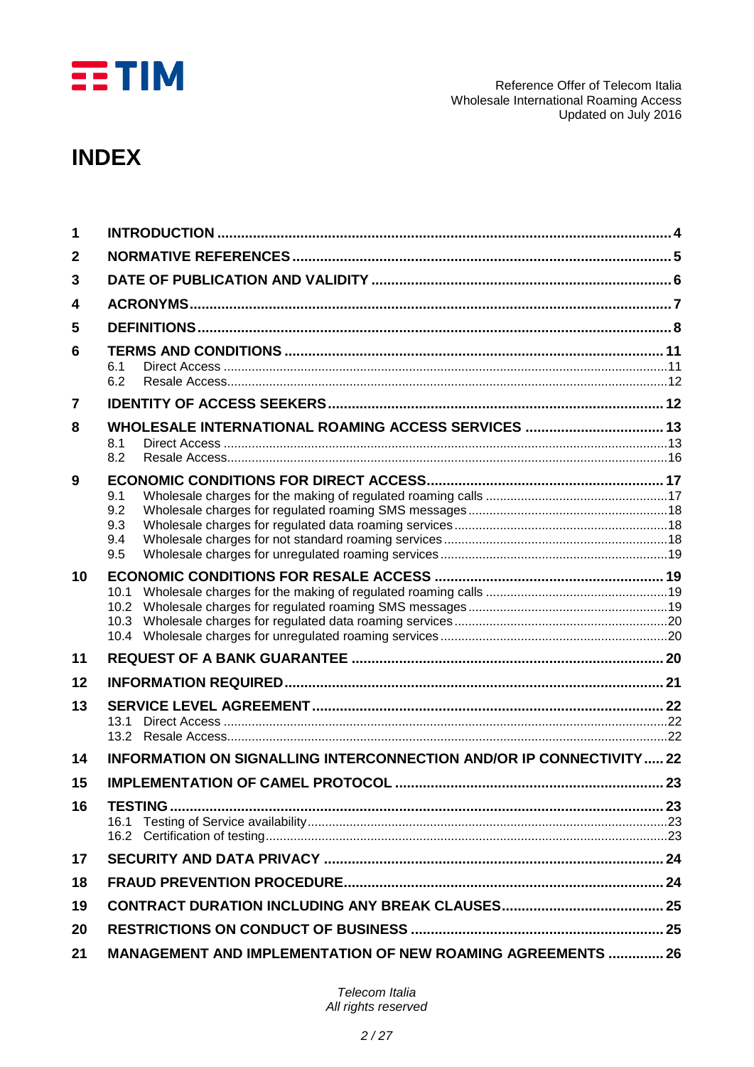# INDEX

| | | |
|---|---|---|
| **1** | **INTRODUCTION** | **4** |
| **2** | **NORMATIVE REFERENCES** | **5** |
| **3** | **DATE OF PUBLICATION AND VALIDITY** | **6** |
| **4** | **ACRONYMS** | **7** |
| **5** | **DEFINITIONS** | **8** |
| **6** | **TERMS AND CONDITIONS** | **11** |
| 6.1 | Direct Access | 11 |
| 6.2 | Resale Access | 12 |
| **7** | **IDENTITY OF ACCESS SEEKERS** | **12** |
| **8** | **WHOLESALE INTERNATIONAL ROAMING ACCESS SERVICES** | **13** |
| 8.1 | Direct Access | 13 |
| 8.2 | Resale Access | 16 |
| **9** | **ECONOMIC CONDITIONS FOR DIRECT ACCESS** | **17** |
| 9.1 | Wholesale charges for the making of regulated roaming calls | 17 |
| 9.2 | Wholesale charges for regulated roaming SMS messages | 18 |
| 9.3 | Wholesale charges for regulated data roaming services | 18 |
| 9.4 | Wholesale charges for not standard roaming services | 18 |
| 9.5 | Wholesale charges for unregulated roaming services | 19 |
| **10** | **ECONOMIC CONDITIONS FOR RESALE ACCESS** | **19** |
| 10.1 | Wholesale charges for the making of regulated roaming calls | 19 |
| 10.2 | Wholesale charges for regulated roaming SMS messages | 19 |
| 10.3 | Wholesale charges for regulated data roaming services | 20 |
| 10.4 | Wholesale charges for unregulated roaming services | 20 |
| **11** | **REQUEST OF A BANK GUARANTEE** | **20** |
| **12** | **INFORMATION REQUIRED** | **21** |
| **13** | **SERVICE LEVEL AGREEMENT** | **22** |
| 13.1 | Direct Access | 22 |
| 13.2 | Resale Access | 22 |
| **14** | **INFORMATION ON SIGNALLING INTERCONNECTION AND/OR IP CONNECTIVITY** | **22** |
| **15** | **IMPLEMENTATION OF CAMEL PROTOCOL** | **23** |
| **16** | **TESTING** | **23** |
| 16.1 | Testing of Service availability | 23 |
| 16.2 | Certification of testing | 23 |
| **17** | **SECURITY AND DATA PRIVACY** | **24** |
| **18** | **FRAUD PREVENTION PROCEDURE** | **24** |
| **19** | **CONTRACT DURATION INCLUDING ANY BREAK CLAUSES** | **25** |
| **20** | **RESTRICTIONS ON CONDUCT OF BUSINESS** | **25** |
| **21** | **MANAGEMENT AND IMPLEMENTATION OF NEW ROAMING AGREEMENTS** | **26** |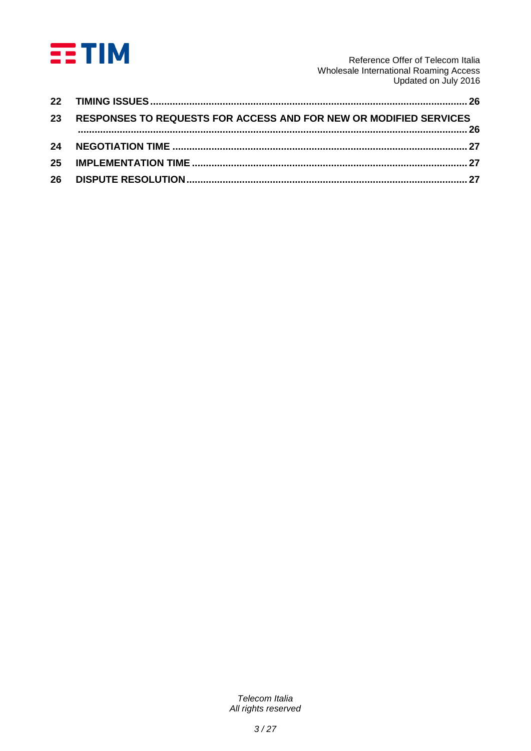**22 TIMING ISSUES ........................................................................................................ 26**

**23 RESPONSES TO REQUESTS FOR ACCESS AND FOR NEW OR MODIFIED SERVICES ........................................................................................................ 26**

**24 NEGOTIATION TIME ........................................................................................................ 27**

**25 IMPLEMENTATION TIME ........................................................................................................ 27**

**26 DISPUTE RESOLUTION ........................................................................................................ 27**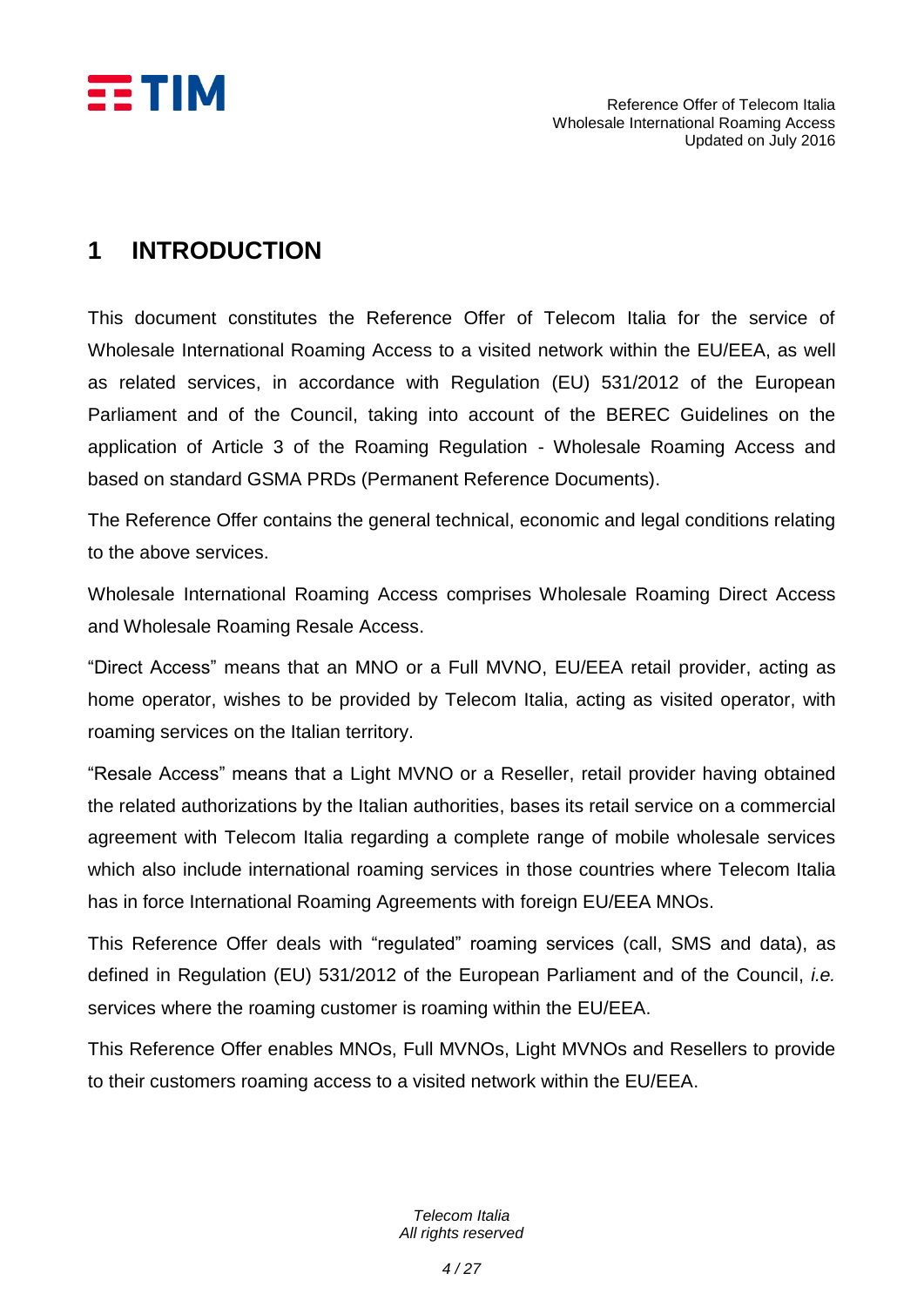# 1 INTRODUCTION

This document constitutes the Reference Offer of Telecom Italia for the service of Wholesale International Roaming Access to a visited network within the EU/EEA, as well as related services, in accordance with Regulation (EU) 531/2012 of the European Parliament and of the Council, taking into account of the BEREC Guidelines on the application of Article 3 of the Roaming Regulation - Wholesale Roaming Access and based on standard GSMA PRDs (Permanent Reference Documents).

The Reference Offer contains the general technical, economic and legal conditions relating to the above services.

Wholesale International Roaming Access comprises Wholesale Roaming Direct Access and Wholesale Roaming Resale Access.

"Direct Access" means that an MNO or a Full MVNO, EU/EEA retail provider, acting as home operator, wishes to be provided by Telecom Italia, acting as visited operator, with roaming services on the Italian territory.

"Resale Access" means that a Light MVNO or a Reseller, retail provider having obtained the related authorizations by the Italian authorities, bases its retail service on a commercial agreement with Telecom Italia regarding a complete range of mobile wholesale services which also include international roaming services in those countries where Telecom Italia has in force International Roaming Agreements with foreign EU/EEA MNOs.

This Reference Offer deals with "regulated" roaming services (call, SMS and data), as defined in Regulation (EU) 531/2012 of the European Parliament and of the Council, *i.e.* services where the roaming customer is roaming within the EU/EEA.

This Reference Offer enables MNOs, Full MVNOs, Light MVNOs and Resellers to provide to their customers roaming access to a visited network within the EU/EEA.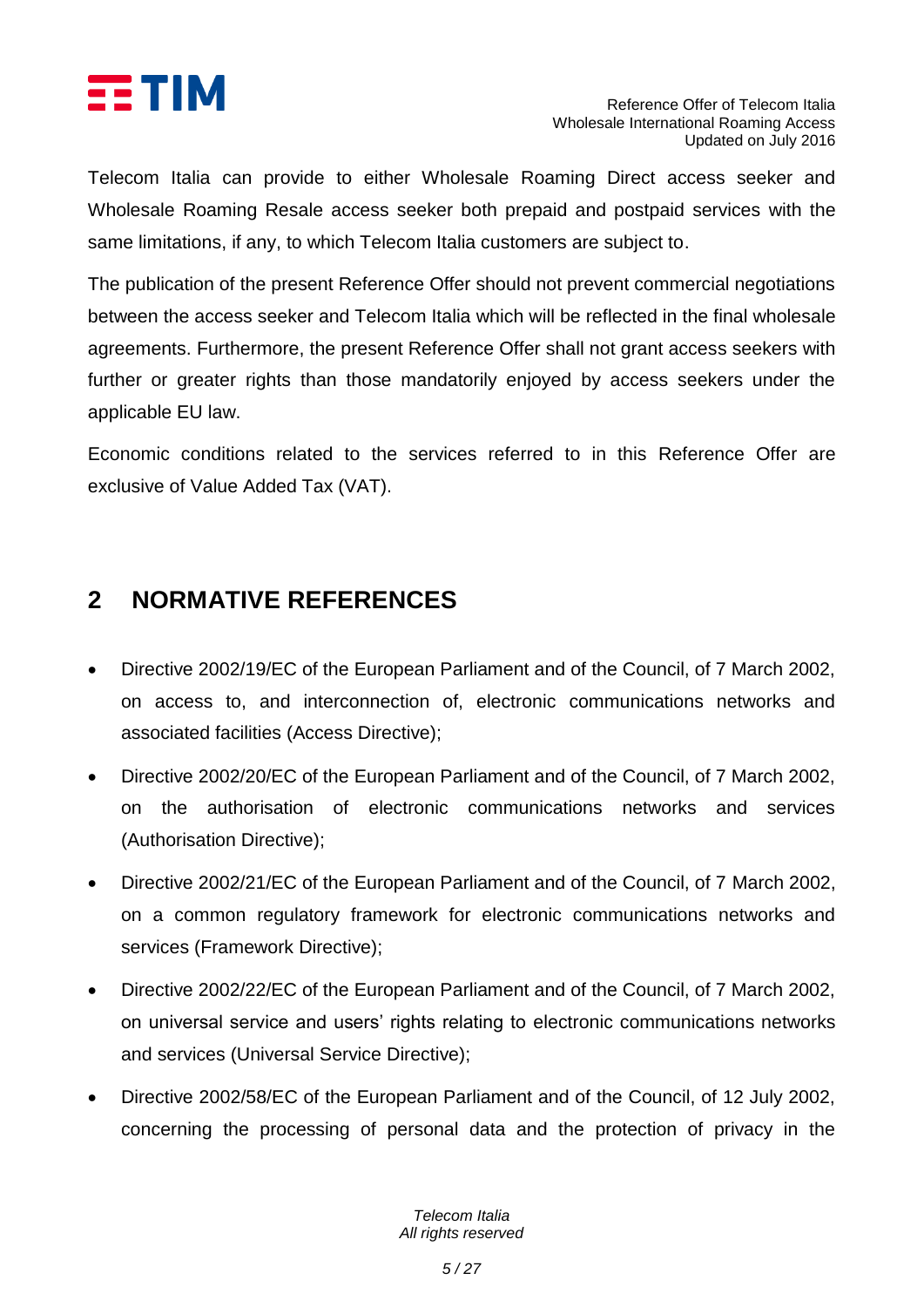Telecom Italia can provide to either Wholesale Roaming Direct access seeker and Wholesale Roaming Resale access seeker both prepaid and postpaid services with the same limitations, if any, to which Telecom Italia customers are subject to.

The publication of the present Reference Offer should not prevent commercial negotiations between the access seeker and Telecom Italia which will be reflected in the final wholesale agreements. Furthermore, the present Reference Offer shall not grant access seekers with further or greater rights than those mandatorily enjoyed by access seekers under the applicable EU law.

Economic conditions related to the services referred to in this Reference Offer are exclusive of Value Added Tax (VAT).

# 2 NORMATIVE REFERENCES

- Directive 2002/19/EC of the European Parliament and of the Council, of 7 March 2002, on access to, and interconnection of, electronic communications networks and associated facilities (Access Directive);
- Directive 2002/20/EC of the European Parliament and of the Council, of 7 March 2002, on the authorisation of electronic communications networks and services (Authorisation Directive);
- Directive 2002/21/EC of the European Parliament and of the Council, of 7 March 2002, on a common regulatory framework for electronic communications networks and services (Framework Directive);
- Directive 2002/22/EC of the European Parliament and of the Council, of 7 March 2002, on universal service and users' rights relating to electronic communications networks and services (Universal Service Directive);
- Directive 2002/58/EC of the European Parliament and of the Council, of 12 July 2002, concerning the processing of personal data and the protection of privacy in the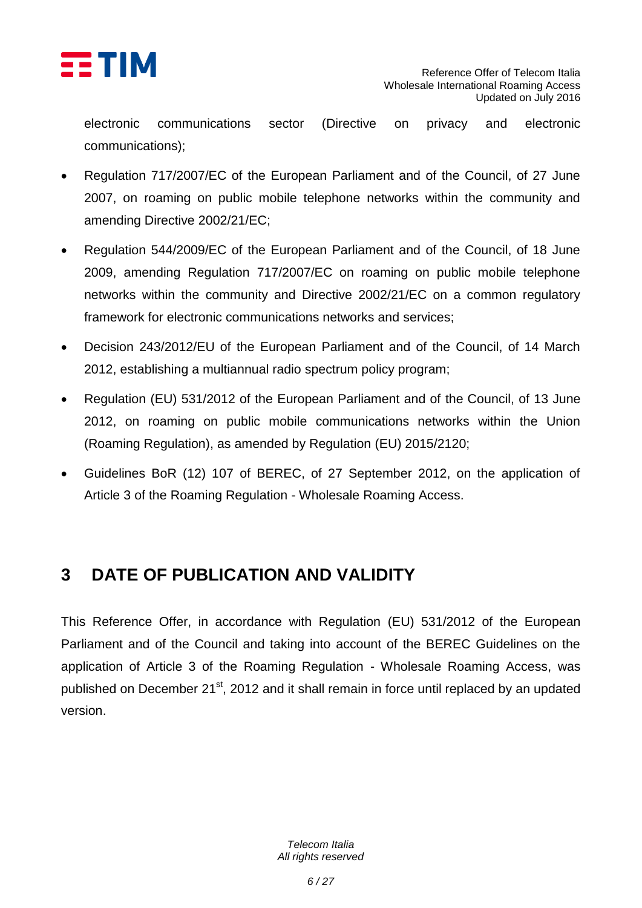electronic communications sector (Directive on privacy and electronic communications);

- Regulation 717/2007/EC of the European Parliament and of the Council, of 27 June 2007, on roaming on public mobile telephone networks within the community and amending Directive 2002/21/EC;
- Regulation 544/2009/EC of the European Parliament and of the Council, of 18 June 2009, amending Regulation 717/2007/EC on roaming on public mobile telephone networks within the community and Directive 2002/21/EC on a common regulatory framework for electronic communications networks and services;
- Decision 243/2012/EU of the European Parliament and of the Council, of 14 March 2012, establishing a multiannual radio spectrum policy program;
- Regulation (EU) 531/2012 of the European Parliament and of the Council, of 13 June 2012, on roaming on public mobile communications networks within the Union (Roaming Regulation), as amended by Regulation (EU) 2015/2120;
- Guidelines BoR (12) 107 of BEREC, of 27 September 2012, on the application of Article 3 of the Roaming Regulation - Wholesale Roaming Access.

# 3 DATE OF PUBLICATION AND VALIDITY

This Reference Offer, in accordance with Regulation (EU) 531/2012 of the European Parliament and of the Council and taking into account of the BEREC Guidelines on the application of Article 3 of the Roaming Regulation - Wholesale Roaming Access, was published on December 21st, 2012 and it shall remain in force until replaced by an updated version.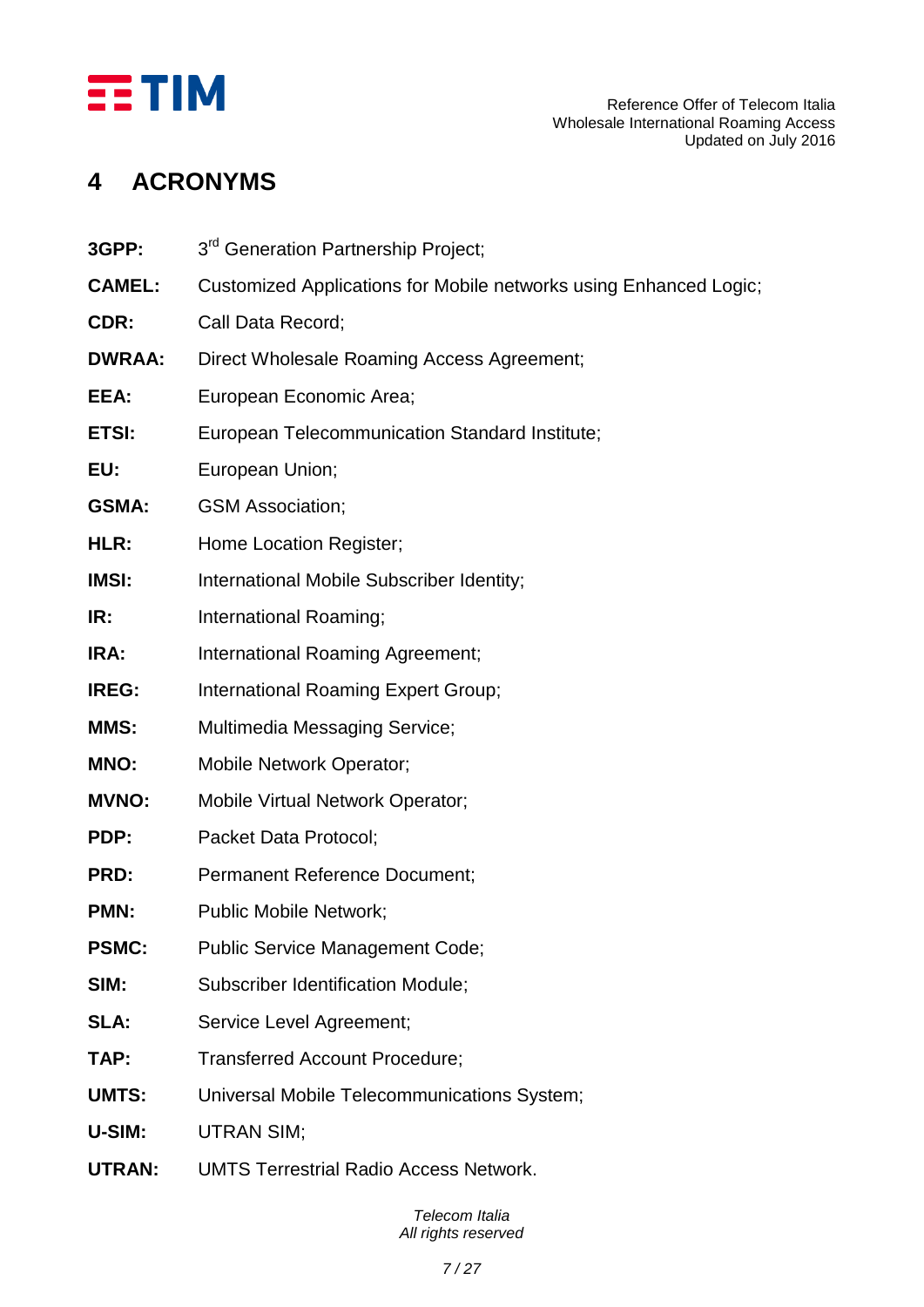# 4 ACRONYMS

**3GPP:** 3rd Generation Partnership Project;

**CAMEL:** Customized Applications for Mobile networks using Enhanced Logic;

**CDR:** Call Data Record;

**DWRAA:** Direct Wholesale Roaming Access Agreement;

**EEA:** European Economic Area;

**ETSI:** European Telecommunication Standard Institute;

**EU:** European Union;

**GSMA:** GSM Association;

**HLR:** Home Location Register;

**IMSI:** International Mobile Subscriber Identity;

**IR:** International Roaming;

**IRA:** International Roaming Agreement;

**IREG:** International Roaming Expert Group;

**MMS:** Multimedia Messaging Service;

**MNO:** Mobile Network Operator;

**MVNO:** Mobile Virtual Network Operator;

**PDP:** Packet Data Protocol;

**PRD:** Permanent Reference Document;

**PMN:** Public Mobile Network;

**PSMC:** Public Service Management Code;

**SIM:** Subscriber Identification Module;

**SLA:** Service Level Agreement;

**TAP:** Transferred Account Procedure;

**UMTS:** Universal Mobile Telecommunications System;

**U-SIM:** UTRAN SIM;

**UTRAN:** UMTS Terrestrial Radio Access Network.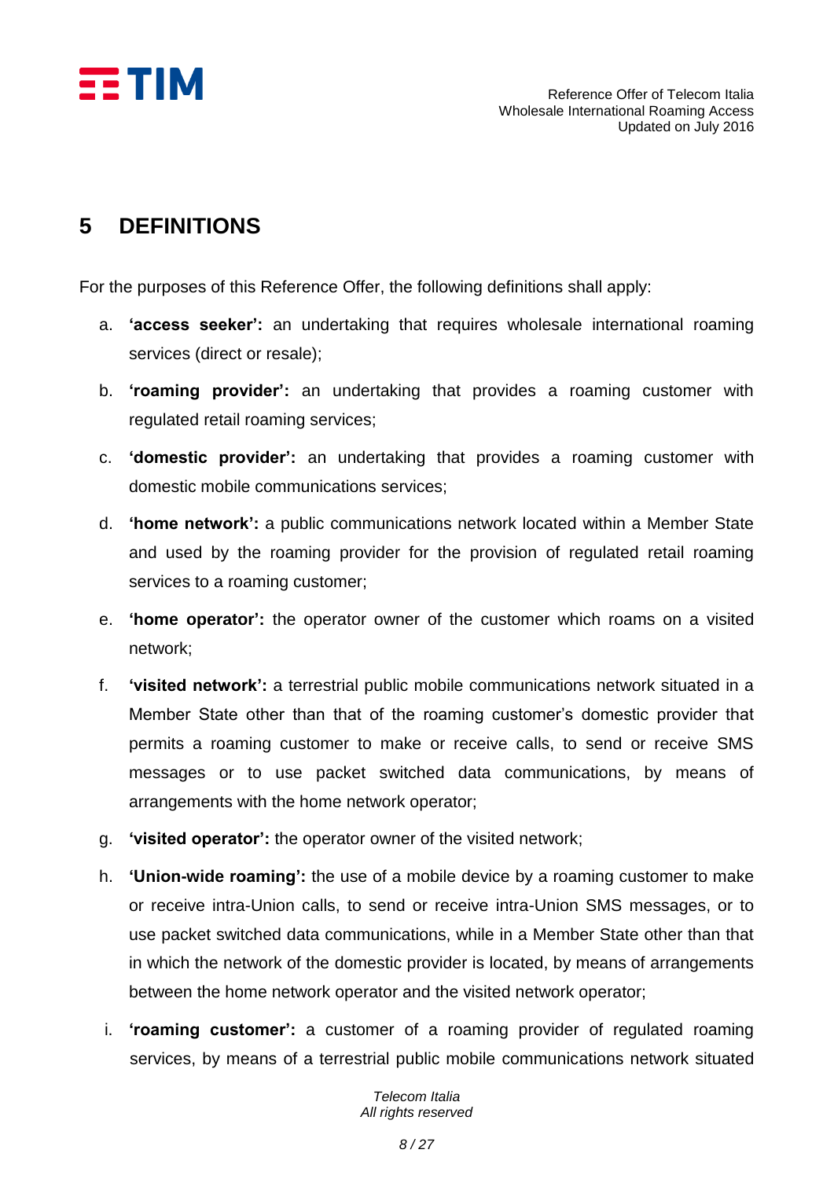# 5 DEFINITIONS

For the purposes of this Reference Offer, the following definitions shall apply:

a. **'access seeker':** an undertaking that requires wholesale international roaming services (direct or resale);

b. **'roaming provider':** an undertaking that provides a roaming customer with regulated retail roaming services;

c. **'domestic provider':** an undertaking that provides a roaming customer with domestic mobile communications services;

d. **'home network':** a public communications network located within a Member State and used by the roaming provider for the provision of regulated retail roaming services to a roaming customer;

e. **'home operator':** the operator owner of the customer which roams on a visited network;

f. **'visited network':** a terrestrial public mobile communications network situated in a Member State other than that of the roaming customer's domestic provider that permits a roaming customer to make or receive calls, to send or receive SMS messages or to use packet switched data communications, by means of arrangements with the home network operator;

g. **'visited operator':** the operator owner of the visited network;

h. **'Union-wide roaming':** the use of a mobile device by a roaming customer to make or receive intra-Union calls, to send or receive intra-Union SMS messages, or to use packet switched data communications, while in a Member State other than that in which the network of the domestic provider is located, by means of arrangements between the home network operator and the visited network operator;

i. **'roaming customer':** a customer of a roaming provider of regulated roaming services, by means of a terrestrial public mobile communications network situated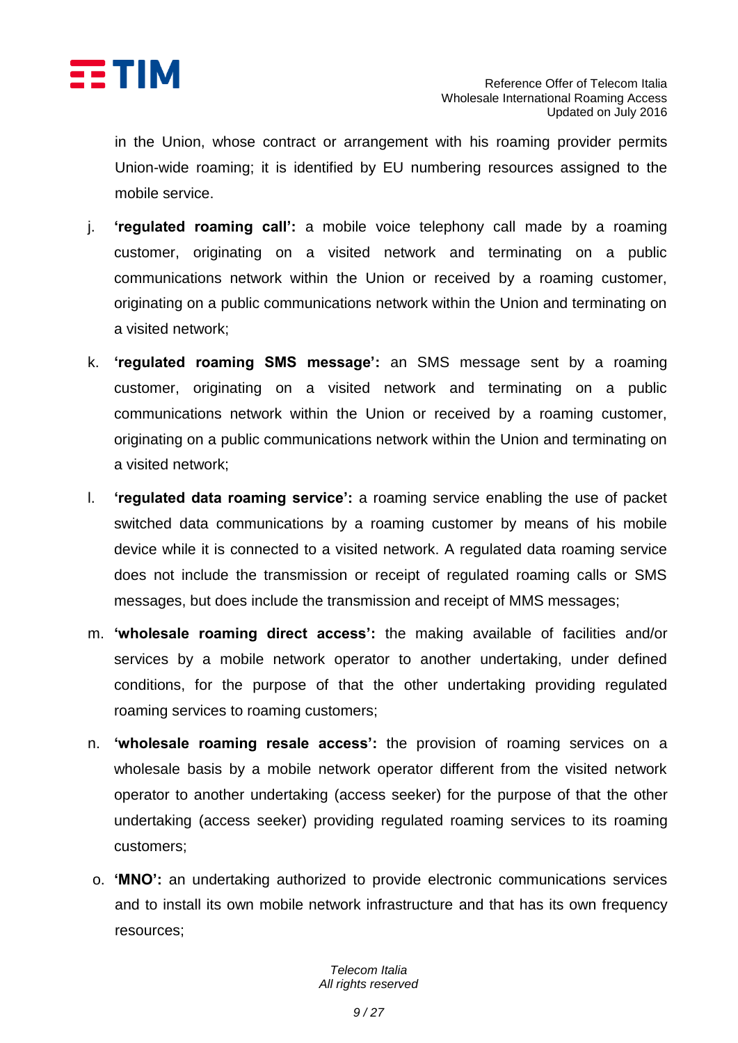in the Union, whose contract or arrangement with his roaming provider permits Union-wide roaming; it is identified by EU numbering resources assigned to the mobile service.

j. **'regulated roaming call':** a mobile voice telephony call made by a roaming customer, originating on a visited network and terminating on a public communications network within the Union or received by a roaming customer, originating on a public communications network within the Union and terminating on a visited network;

k. **'regulated roaming SMS message':** an SMS message sent by a roaming customer, originating on a visited network and terminating on a public communications network within the Union or received by a roaming customer, originating on a public communications network within the Union and terminating on a visited network;

l. **'regulated data roaming service':** a roaming service enabling the use of packet switched data communications by a roaming customer by means of his mobile device while it is connected to a visited network. A regulated data roaming service does not include the transmission or receipt of regulated roaming calls or SMS messages, but does include the transmission and receipt of MMS messages;

m. **'wholesale roaming direct access':** the making available of facilities and/or services by a mobile network operator to another undertaking, under defined conditions, for the purpose of that the other undertaking providing regulated roaming services to roaming customers;

n. **'wholesale roaming resale access':** the provision of roaming services on a wholesale basis by a mobile network operator different from the visited network operator to another undertaking (access seeker) for the purpose of that the other undertaking (access seeker) providing regulated roaming services to its roaming customers;

o. **'MNO':** an undertaking authorized to provide electronic communications services and to install its own mobile network infrastructure and that has its own frequency resources;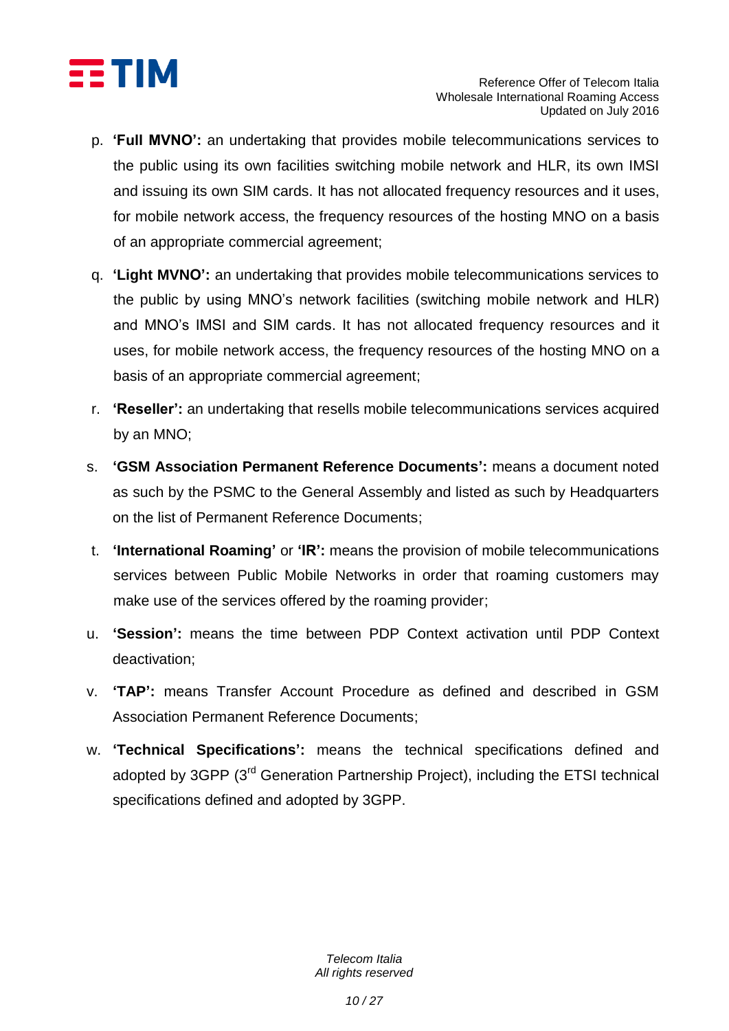p. **'Full MVNO':** an undertaking that provides mobile telecommunications services to the public using its own facilities switching mobile network and HLR, its own IMSI and issuing its own SIM cards. It has not allocated frequency resources and it uses, for mobile network access, the frequency resources of the hosting MNO on a basis of an appropriate commercial agreement;

q. **'Light MVNO':** an undertaking that provides mobile telecommunications services to the public by using MNO's network facilities (switching mobile network and HLR) and MNO's IMSI and SIM cards. It has not allocated frequency resources and it uses, for mobile network access, the frequency resources of the hosting MNO on a basis of an appropriate commercial agreement;

r. **'Reseller':** an undertaking that resells mobile telecommunications services acquired by an MNO;

s. **'GSM Association Permanent Reference Documents':** means a document noted as such by the PSMC to the General Assembly and listed as such by Headquarters on the list of Permanent Reference Documents;

t. **'International Roaming'** or **'IR':** means the provision of mobile telecommunications services between Public Mobile Networks in order that roaming customers may make use of the services offered by the roaming provider;

u. **'Session':** means the time between PDP Context activation until PDP Context deactivation;

v. **'TAP':** means Transfer Account Procedure as defined and described in GSM Association Permanent Reference Documents;

w. **'Technical Specifications':** means the technical specifications defined and adopted by 3GPP (3rd Generation Partnership Project), including the ETSI technical specifications defined and adopted by 3GPP.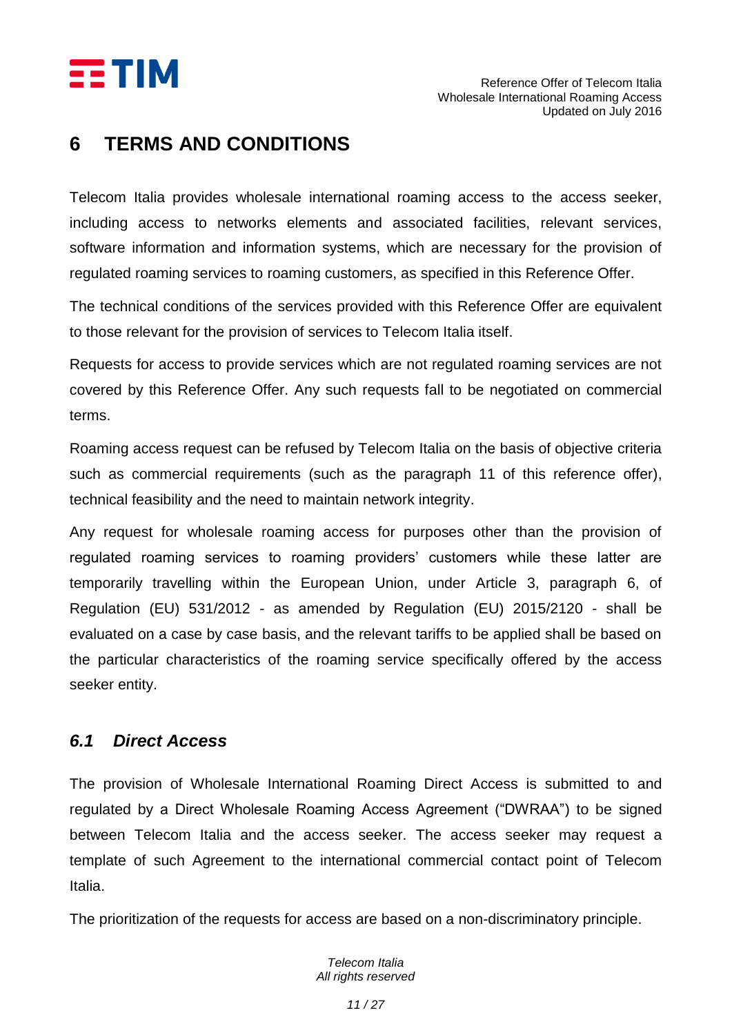# 6 TERMS AND CONDITIONS

Telecom Italia provides wholesale international roaming access to the access seeker, including access to networks elements and associated facilities, relevant services, software information and information systems, which are necessary for the provision of regulated roaming services to roaming customers, as specified in this Reference Offer.

The technical conditions of the services provided with this Reference Offer are equivalent to those relevant for the provision of services to Telecom Italia itself.

Requests for access to provide services which are not regulated roaming services are not covered by this Reference Offer. Any such requests fall to be negotiated on commercial terms.

Roaming access request can be refused by Telecom Italia on the basis of objective criteria such as commercial requirements (such as the paragraph 11 of this reference offer), technical feasibility and the need to maintain network integrity.

Any request for wholesale roaming access for purposes other than the provision of regulated roaming services to roaming providers' customers while these latter are temporarily travelling within the European Union, under Article 3, paragraph 6, of Regulation (EU) 531/2012 - as amended by Regulation (EU) 2015/2120 - shall be evaluated on a case by case basis, and the relevant tariffs to be applied shall be based on the particular characteristics of the roaming service specifically offered by the access seeker entity.

## *6.1 Direct Access*

The provision of Wholesale International Roaming Direct Access is submitted to and regulated by a Direct Wholesale Roaming Access Agreement ("DWRAA") to be signed between Telecom Italia and the access seeker. The access seeker may request a template of such Agreement to the international commercial contact point of Telecom Italia.

The prioritization of the requests for access are based on a non-discriminatory principle.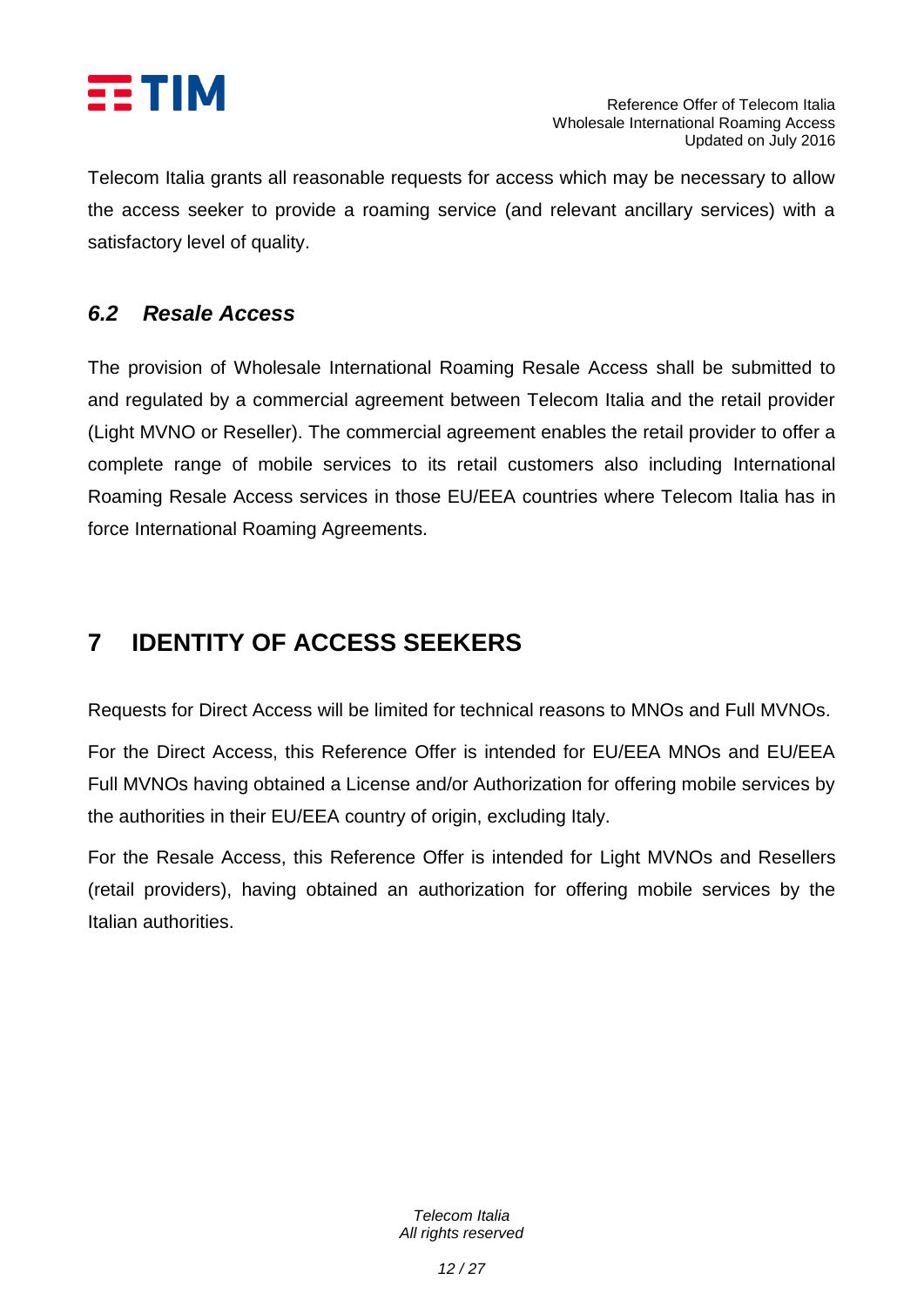Telecom Italia grants all reasonable requests for access which may be necessary to allow the access seeker to provide a roaming service (and relevant ancillary services) with a satisfactory level of quality.

### *6.2 Resale Access*

The provision of Wholesale International Roaming Resale Access shall be submitted to and regulated by a commercial agreement between Telecom Italia and the retail provider (Light MVNO or Reseller). The commercial agreement enables the retail provider to offer a complete range of mobile services to its retail customers also including International Roaming Resale Access services in those EU/EEA countries where Telecom Italia has in force International Roaming Agreements.

## 7 IDENTITY OF ACCESS SEEKERS

Requests for Direct Access will be limited for technical reasons to MNOs and Full MVNOs.

For the Direct Access, this Reference Offer is intended for EU/EEA MNOs and EU/EEA Full MVNOs having obtained a License and/or Authorization for offering mobile services by the authorities in their EU/EEA country of origin, excluding Italy.

For the Resale Access, this Reference Offer is intended for Light MVNOs and Resellers (retail providers), having obtained an authorization for offering mobile services by the Italian authorities.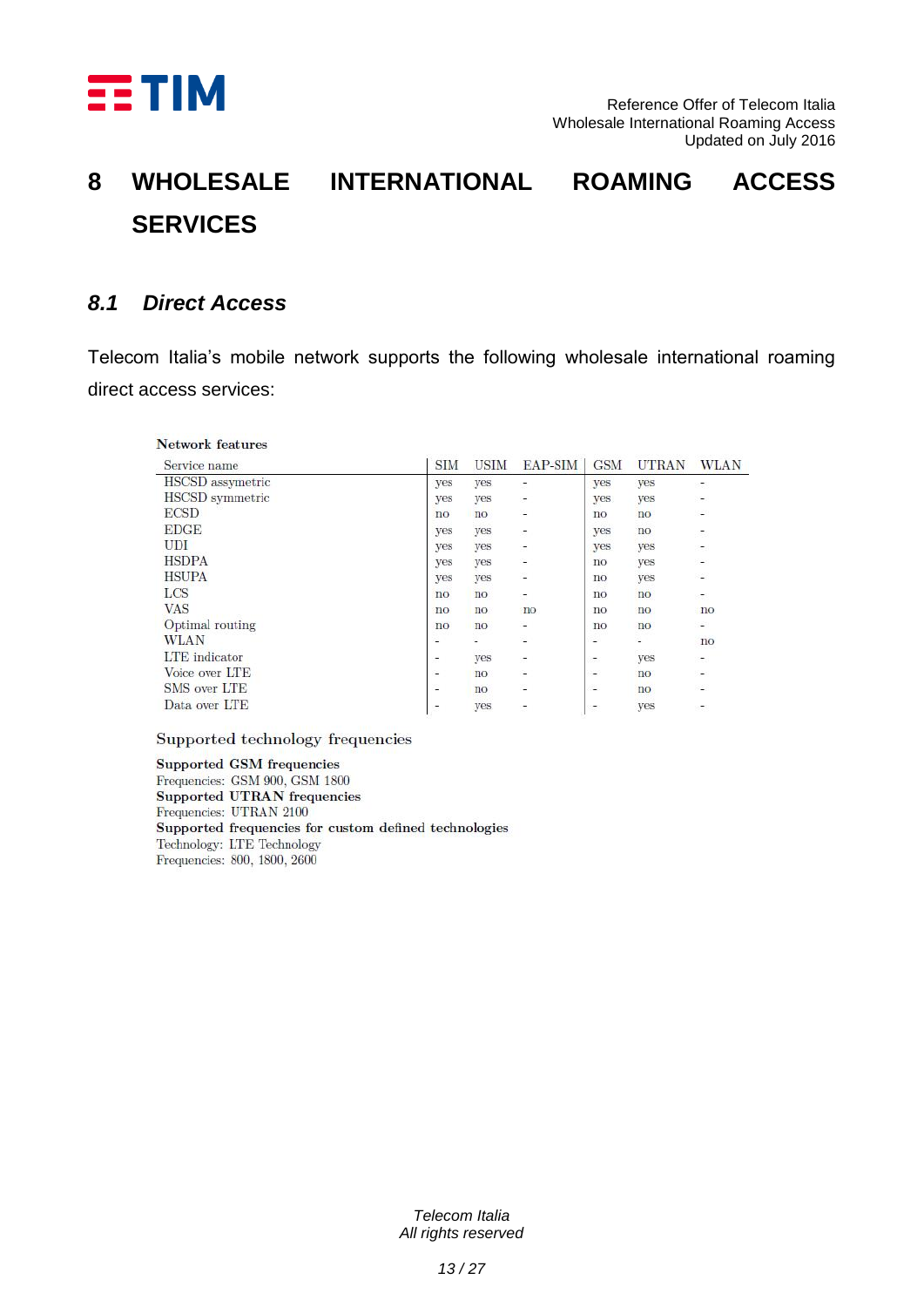// Page 13 of 27 — omitted the TIM logo header block, the "Telecom Italia / All rights reserved" footer and the page counter.

# 8 WHOLESALE INTERNATIONAL ROAMING ACCESS SERVICES

## 8.1 Direct Access

Telecom Italia's mobile network supports the following wholesale international roaming direct access services:

**Network features**

| Service name | SIM | USIM | EAP-SIM | GSM | UTRAN | WLAN |
|---|---|---|---|---|---|---|
| HSCSD assymetric | yes | yes | - | yes | yes | - |
| HSCSD symmetric | yes | yes | - | yes | yes | - |
| ECSD | no | no | - | no | no | - |
| EDGE | yes | yes | - | yes | no | - |
| UDI | yes | yes | - | yes | yes | - |
| HSDPA | yes | yes | - | no | yes | - |
| HSUPA | yes | yes | - | no | yes | - |
| LCS | no | no | - | no | no | - |
| VAS | no | no | no | no | no | no |
| Optimal routing | no | no | - | no | no | - |
| WLAN | - | - | - | - | - | no |
| LTE indicator | - | yes | - | - | yes | - |
| Voice over LTE | - | no | - | - | no | - |
| SMS over LTE | - | no | - | - | no | - |
| Data over LTE | - | yes | - | - | yes | - |

Supported technology frequencies

**Supported GSM frequencies**
Frequencies: GSM 900, GSM 1800
**Supported UTRAN frequencies**
Frequencies: UTRAN 2100
**Supported frequencies for custom defined technologies**
Technology: LTE Technology
Frequencies: 800, 1800, 2600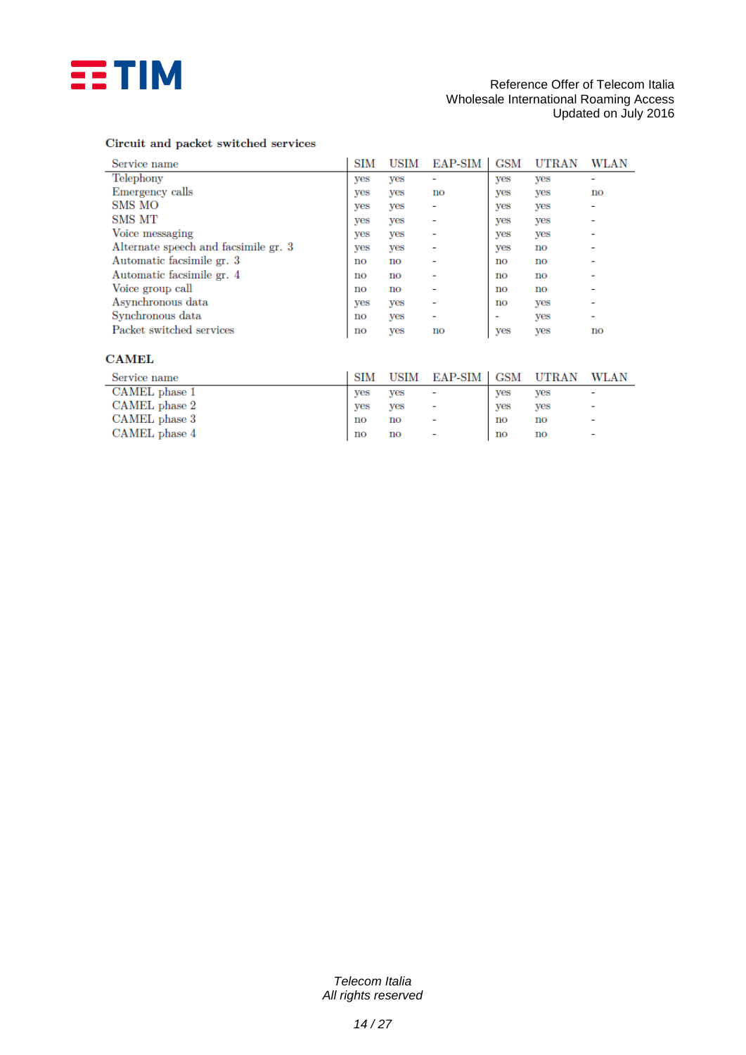**Circuit and packet switched services**

| Service name | SIM | USIM | EAP-SIM | GSM | UTRAN | WLAN |
|---|---|---|---|---|---|---|
| Telephony | yes | yes | - | yes | yes | - |
| Emergency calls | yes | yes | no | yes | yes | no |
| SMS MO | yes | yes | - | yes | yes | - |
| SMS MT | yes | yes | - | yes | yes | - |
| Voice messaging | yes | yes | - | yes | yes | - |
| Alternate speech and facsimile gr. 3 | yes | yes | - | yes | no | - |
| Automatic facsimile gr. 3 | no | no | - | no | no | - |
| Automatic facsimile gr. 4 | no | no | - | no | no | - |
| Voice group call | no | no | - | no | no | - |
| Asynchronous data | yes | yes | - | no | yes | - |
| Synchronous data | no | yes | - | - | yes | - |
| Packet switched services | no | yes | no | yes | yes | no |

**CAMEL**

| Service name | SIM | USIM | EAP-SIM | GSM | UTRAN | WLAN |
|---|---|---|---|---|---|---|
| CAMEL phase 1 | yes | yes | - | yes | yes | - |
| CAMEL phase 2 | yes | yes | - | yes | yes | - |
| CAMEL phase 3 | no | no | - | no | no | - |
| CAMEL phase 4 | no | no | - | no | no | - |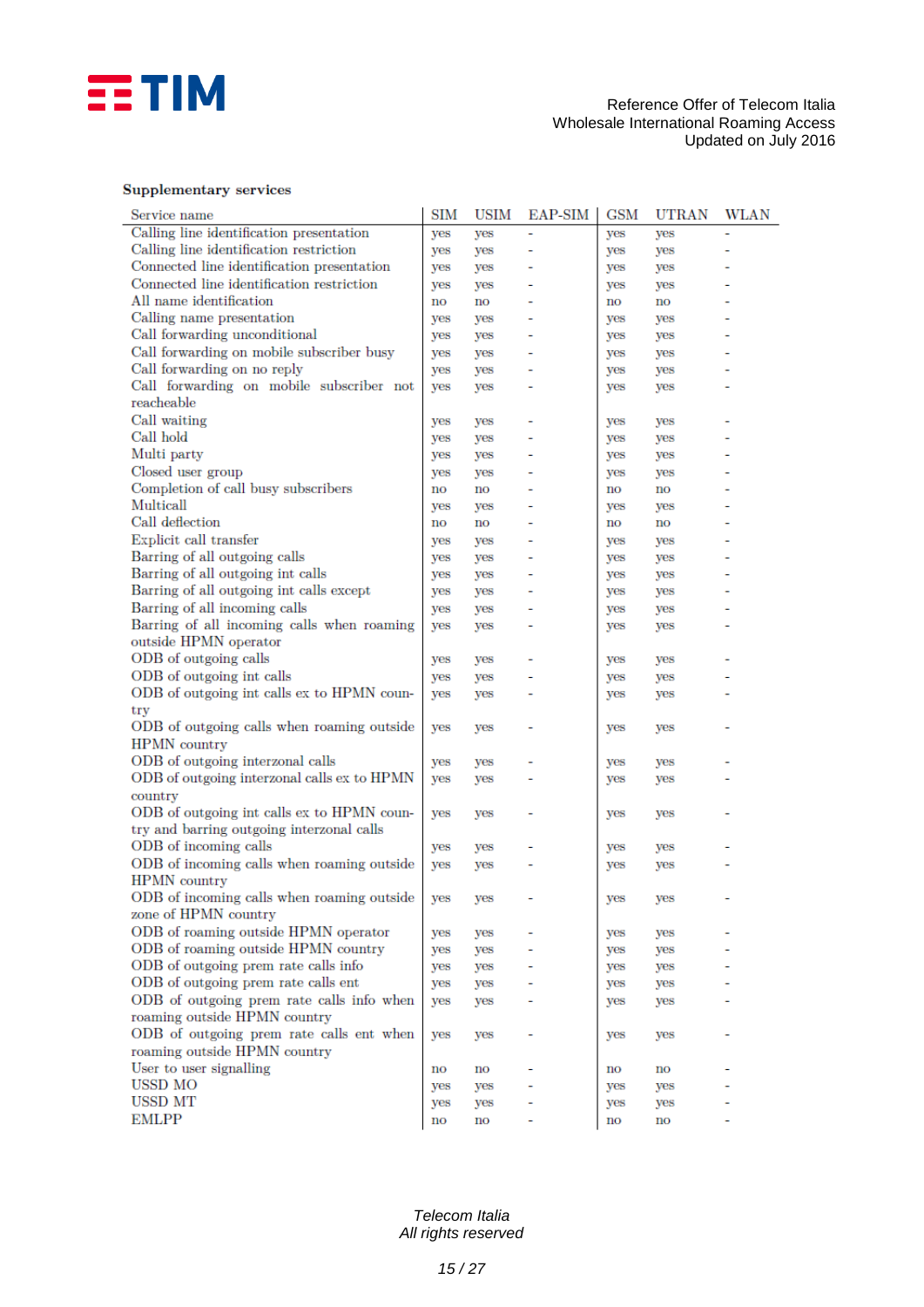**Supplementary services**

| Service name | SIM | USIM | EAP-SIM | GSM | UTRAN | WLAN |
|---|---|---|---|---|---|---|
| Calling line identification presentation | yes | yes | - | yes | yes | - |
| Calling line identification restriction | yes | yes | - | yes | yes | - |
| Connected line identification presentation | yes | yes | - | yes | yes | - |
| Connected line identification restriction | yes | yes | - | yes | yes | - |
| All name identification | no | no | - | no | no | - |
| Calling name presentation | yes | yes | - | yes | yes | - |
| Call forwarding unconditional | yes | yes | - | yes | yes | - |
| Call forwarding on mobile subscriber busy | yes | yes | - | yes | yes | - |
| Call forwarding on no reply | yes | yes | - | yes | yes | - |
| Call forwarding on mobile subscriber not reacheable | yes | yes | - | yes | yes | - |
| Call waiting | yes | yes | - | yes | yes | - |
| Call hold | yes | yes | - | yes | yes | - |
| Multi party | yes | yes | - | yes | yes | - |
| Closed user group | yes | yes | - | yes | yes | - |
| Completion of call busy subscribers | no | no | - | no | no | - |
| Multicall | yes | yes | - | yes | yes | - |
| Call deflection | no | no | - | no | no | - |
| Explicit call transfer | yes | yes | - | yes | yes | - |
| Barring of all outgoing calls | yes | yes | - | yes | yes | - |
| Barring of all outgoing int calls | yes | yes | - | yes | yes | - |
| Barring of all outgoing int calls except | yes | yes | - | yes | yes | - |
| Barring of all incoming calls | yes | yes | - | yes | yes | - |
| Barring of all incoming calls when roaming outside HPMN operator | yes | yes | - | yes | yes | - |
| ODB of outgoing calls | yes | yes | - | yes | yes | - |
| ODB of outgoing int calls | yes | yes | - | yes | yes | - |
| ODB of outgoing int calls ex to HPMN country | yes | yes | - | yes | yes | - |
| ODB of outgoing calls when roaming outside HPMN country | yes | yes | - | yes | yes | - |
| ODB of outgoing interzonal calls | yes | yes | - | yes | yes | - |
| ODB of outgoing interzonal calls ex to HPMN country | yes | yes | - | yes | yes | - |
| ODB of outgoing int calls ex to HPMN country and barring outgoing interzonal calls | yes | yes | - | yes | yes | - |
| ODB of incoming calls | yes | yes | - | yes | yes | - |
| ODB of incoming calls when roaming outside HPMN country | yes | yes | - | yes | yes | - |
| ODB of incoming calls when roaming outside zone of HPMN country | yes | yes | - | yes | yes | - |
| ODB of roaming outside HPMN operator | yes | yes | - | yes | yes | - |
| ODB of roaming outside HPMN country | yes | yes | - | yes | yes | - |
| ODB of outgoing prem rate calls info | yes | yes | - | yes | yes | - |
| ODB of outgoing prem rate calls ent | yes | yes | - | yes | yes | - |
| ODB of outgoing prem rate calls info when roaming outside HPMN country | yes | yes | - | yes | yes | - |
| ODB of outgoing prem rate calls ent when roaming outside HPMN country | yes | yes | - | yes | yes | - |
| User to user signalling | no | no | - | no | no | - |
| USSD MO | yes | yes | - | yes | yes | - |
| USSD MT | yes | yes | - | yes | yes | - |
| EMLPP | no | no | - | no | no | - |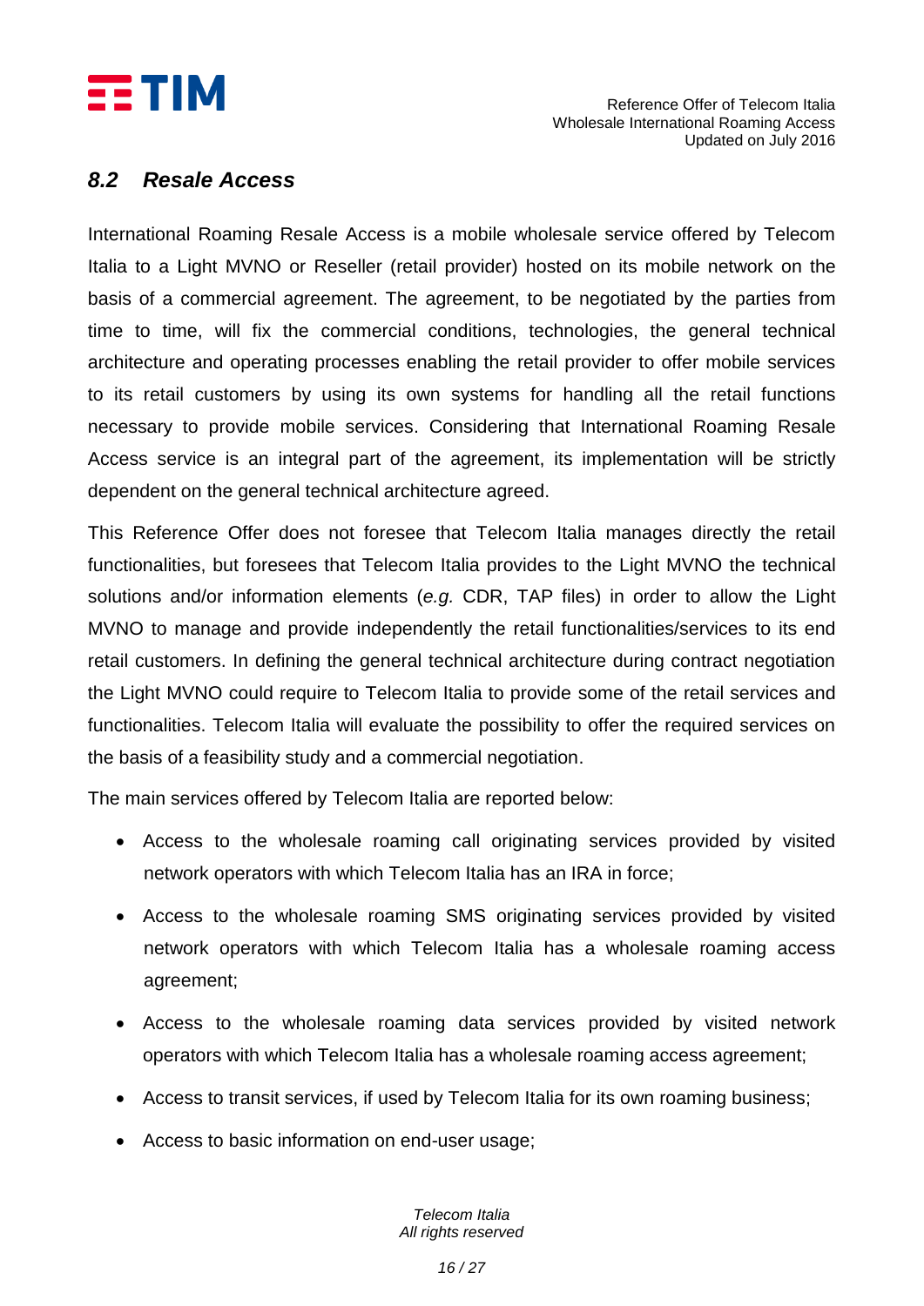## *8.2 Resale Access*

International Roaming Resale Access is a mobile wholesale service offered by Telecom Italia to a Light MVNO or Reseller (retail provider) hosted on its mobile network on the basis of a commercial agreement. The agreement, to be negotiated by the parties from time to time, will fix the commercial conditions, technologies, the general technical architecture and operating processes enabling the retail provider to offer mobile services to its retail customers by using its own systems for handling all the retail functions necessary to provide mobile services. Considering that International Roaming Resale Access service is an integral part of the agreement, its implementation will be strictly dependent on the general technical architecture agreed.

This Reference Offer does not foresee that Telecom Italia manages directly the retail functionalities, but foresees that Telecom Italia provides to the Light MVNO the technical solutions and/or information elements (*e.g.* CDR, TAP files) in order to allow the Light MVNO to manage and provide independently the retail functionalities/services to its end retail customers. In defining the general technical architecture during contract negotiation the Light MVNO could require to Telecom Italia to provide some of the retail services and functionalities. Telecom Italia will evaluate the possibility to offer the required services on the basis of a feasibility study and a commercial negotiation.

The main services offered by Telecom Italia are reported below:

- Access to the wholesale roaming call originating services provided by visited network operators with which Telecom Italia has an IRA in force;
- Access to the wholesale roaming SMS originating services provided by visited network operators with which Telecom Italia has a wholesale roaming access agreement;
- Access to the wholesale roaming data services provided by visited network operators with which Telecom Italia has a wholesale roaming access agreement;
- Access to transit services, if used by Telecom Italia for its own roaming business;
- Access to basic information on end-user usage;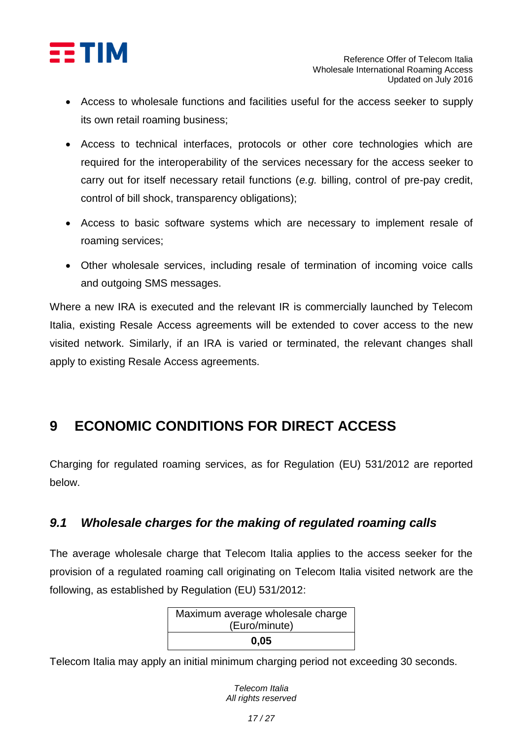- Access to wholesale functions and facilities useful for the access seeker to supply its own retail roaming business;
- Access to technical interfaces, protocols or other core technologies which are required for the interoperability of the services necessary for the access seeker to carry out for itself necessary retail functions (*e.g.* billing, control of pre-pay credit, control of bill shock, transparency obligations);
- Access to basic software systems which are necessary to implement resale of roaming services;
- Other wholesale services, including resale of termination of incoming voice calls and outgoing SMS messages.

Where a new IRA is executed and the relevant IR is commercially launched by Telecom Italia, existing Resale Access agreements will be extended to cover access to the new visited network. Similarly, if an IRA is varied or terminated, the relevant changes shall apply to existing Resale Access agreements.

# 9 ECONOMIC CONDITIONS FOR DIRECT ACCESS

Charging for regulated roaming services, as for Regulation (EU) 531/2012 are reported below.

## *9.1 Wholesale charges for the making of regulated roaming calls*

The average wholesale charge that Telecom Italia applies to the access seeker for the provision of a regulated roaming call originating on Telecom Italia visited network are the following, as established by Regulation (EU) 531/2012:

| Maximum average wholesale charge (Euro/minute) |
|---|
| **0,05** |

Telecom Italia may apply an initial minimum charging period not exceeding 30 seconds.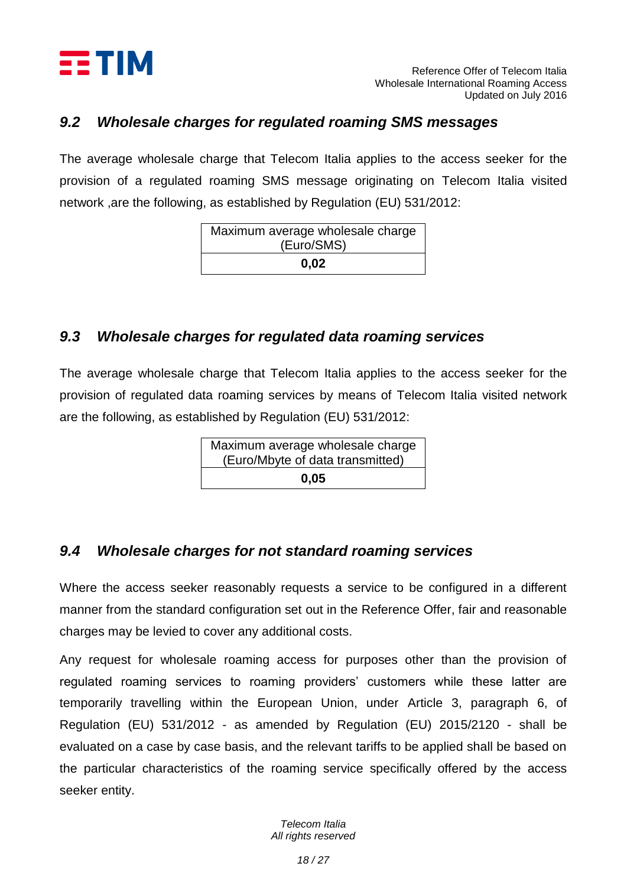## *9.2 Wholesale charges for regulated roaming SMS messages*

The average wholesale charge that Telecom Italia applies to the access seeker for the provision of a regulated roaming SMS message originating on Telecom Italia visited network ,are the following, as established by Regulation (EU) 531/2012:

| Maximum average wholesale charge (Euro/SMS) |
| --- |
| **0,02** |

## *9.3 Wholesale charges for regulated data roaming services*

The average wholesale charge that Telecom Italia applies to the access seeker for the provision of regulated data roaming services by means of Telecom Italia visited network are the following, as established by Regulation (EU) 531/2012:

| Maximum average wholesale charge (Euro/Mbyte of data transmitted) |
| --- |
| **0,05** |

## *9.4 Wholesale charges for not standard roaming services*

Where the access seeker reasonably requests a service to be configured in a different manner from the standard configuration set out in the Reference Offer, fair and reasonable charges may be levied to cover any additional costs.

Any request for wholesale roaming access for purposes other than the provision of regulated roaming services to roaming providers' customers while these latter are temporarily travelling within the European Union, under Article 3, paragraph 6, of Regulation (EU) 531/2012 - as amended by Regulation (EU) 2015/2120 - shall be evaluated on a case by case basis, and the relevant tariffs to be applied shall be based on the particular characteristics of the roaming service specifically offered by the access seeker entity.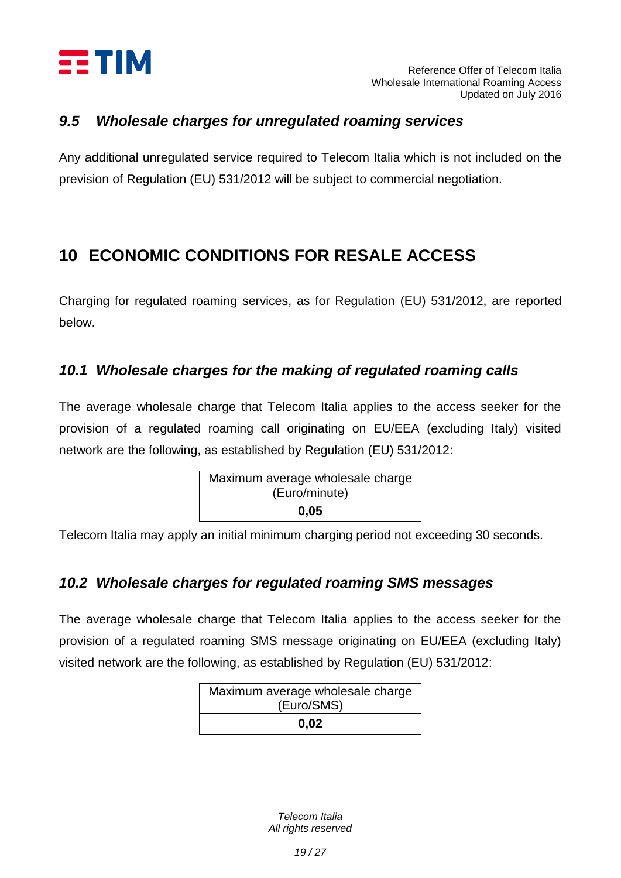### 9.5 *Wholesale charges for unregulated roaming services*

Any additional unregulated service required to Telecom Italia which is not included on the prevision of Regulation (EU) 531/2012 will be subject to commercial negotiation.

## 10 ECONOMIC CONDITIONS FOR RESALE ACCESS

Charging for regulated roaming services, as for Regulation (EU) 531/2012, are reported below.

### 10.1 *Wholesale charges for the making of regulated roaming calls*

The average wholesale charge that Telecom Italia applies to the access seeker for the provision of a regulated roaming call originating on EU/EEA (excluding Italy) visited network are the following, as established by Regulation (EU) 531/2012:

| Maximum average wholesale charge (Euro/minute) |
|---|
| **0,05** |

Telecom Italia may apply an initial minimum charging period not exceeding 30 seconds.

### 10.2 *Wholesale charges for regulated roaming SMS messages*

The average wholesale charge that Telecom Italia applies to the access seeker for the provision of a regulated roaming SMS message originating on EU/EEA (excluding Italy) visited network are the following, as established by Regulation (EU) 531/2012:

| Maximum average wholesale charge (Euro/SMS) |
|---|
| **0,02** |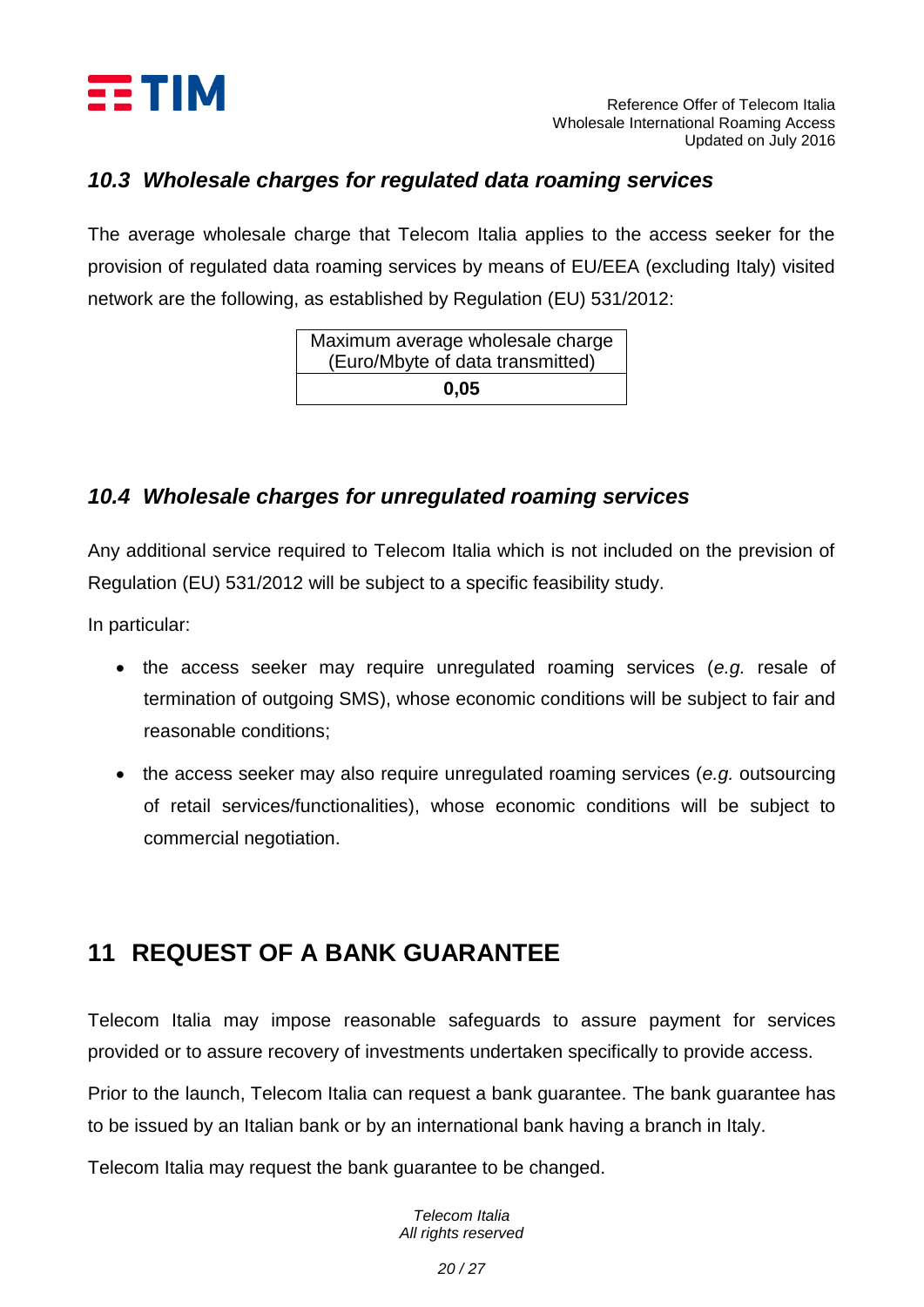### 10.3 Wholesale charges for regulated data roaming services

The average wholesale charge that Telecom Italia applies to the access seeker for the provision of regulated data roaming services by means of EU/EEA (excluding Italy) visited network are the following, as established by Regulation (EU) 531/2012:

| Maximum average wholesale charge (Euro/Mbyte of data transmitted) |
|---|
| **0,05** |

### 10.4 Wholesale charges for unregulated roaming services

Any additional service required to Telecom Italia which is not included on the prevision of Regulation (EU) 531/2012 will be subject to a specific feasibility study.

In particular:

- the access seeker may require unregulated roaming services (*e.g.* resale of termination of outgoing SMS), whose economic conditions will be subject to fair and reasonable conditions;
- the access seeker may also require unregulated roaming services (*e.g.* outsourcing of retail services/functionalities), whose economic conditions will be subject to commercial negotiation.

## 11 REQUEST OF A BANK GUARANTEE

Telecom Italia may impose reasonable safeguards to assure payment for services provided or to assure recovery of investments undertaken specifically to provide access.

Prior to the launch, Telecom Italia can request a bank guarantee. The bank guarantee has to be issued by an Italian bank or by an international bank having a branch in Italy.

Telecom Italia may request the bank guarantee to be changed.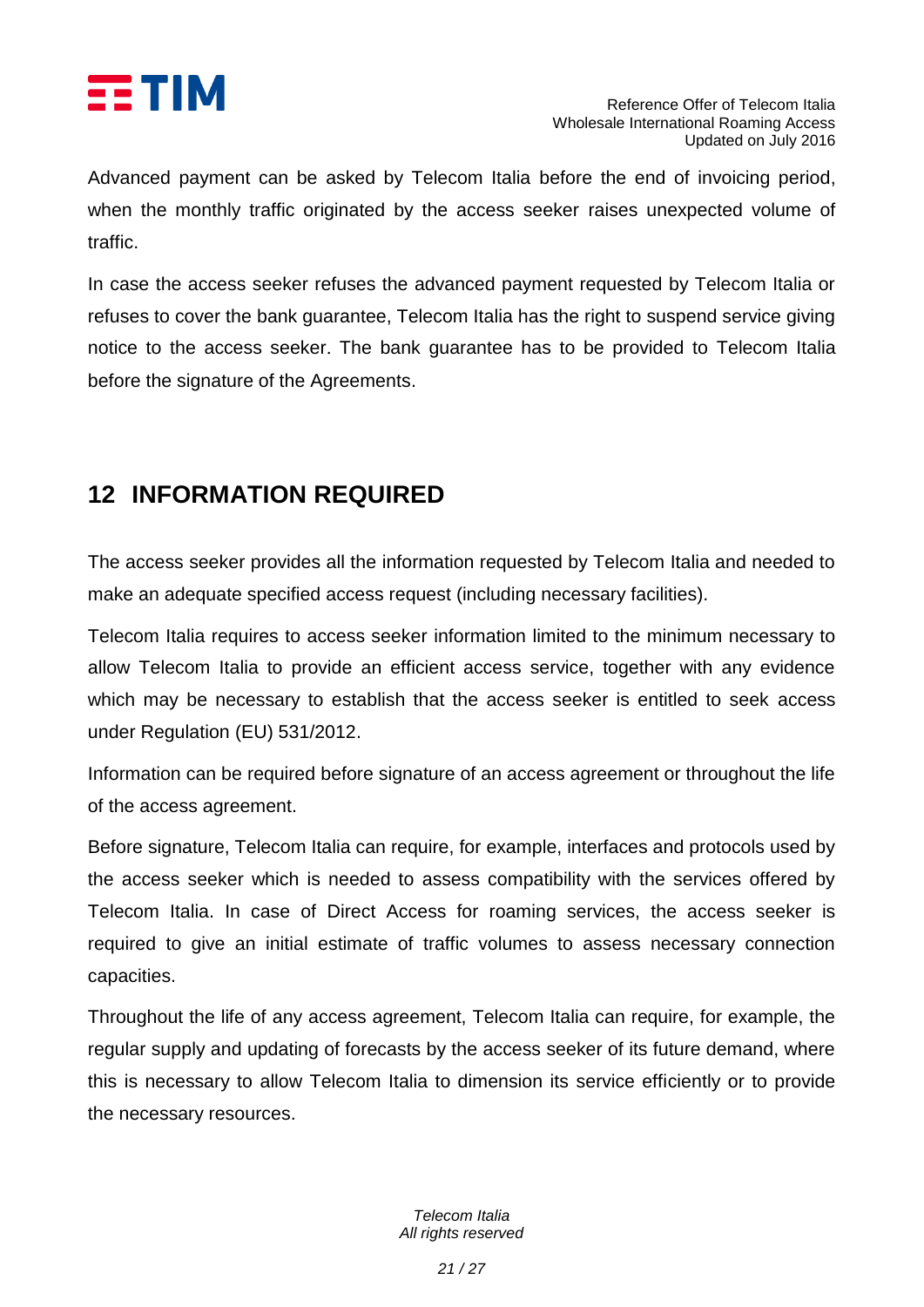Advanced payment can be asked by Telecom Italia before the end of invoicing period, when the monthly traffic originated by the access seeker raises unexpected volume of traffic.

In case the access seeker refuses the advanced payment requested by Telecom Italia or refuses to cover the bank guarantee, Telecom Italia has the right to suspend service giving notice to the access seeker. The bank guarantee has to be provided to Telecom Italia before the signature of the Agreements.

# 12 INFORMATION REQUIRED

The access seeker provides all the information requested by Telecom Italia and needed to make an adequate specified access request (including necessary facilities).

Telecom Italia requires to access seeker information limited to the minimum necessary to allow Telecom Italia to provide an efficient access service, together with any evidence which may be necessary to establish that the access seeker is entitled to seek access under Regulation (EU) 531/2012.

Information can be required before signature of an access agreement or throughout the life of the access agreement.

Before signature, Telecom Italia can require, for example, interfaces and protocols used by the access seeker which is needed to assess compatibility with the services offered by Telecom Italia. In case of Direct Access for roaming services, the access seeker is required to give an initial estimate of traffic volumes to assess necessary connection capacities.

Throughout the life of any access agreement, Telecom Italia can require, for example, the regular supply and updating of forecasts by the access seeker of its future demand, where this is necessary to allow Telecom Italia to dimension its service efficiently or to provide the necessary resources.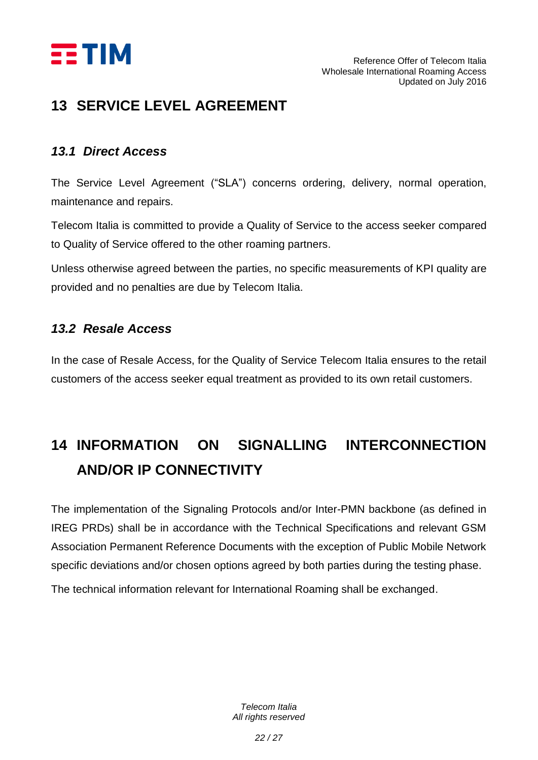# 13 SERVICE LEVEL AGREEMENT

## *13.1 Direct Access*

The Service Level Agreement ("SLA") concerns ordering, delivery, normal operation, maintenance and repairs.

Telecom Italia is committed to provide a Quality of Service to the access seeker compared to Quality of Service offered to the other roaming partners.

Unless otherwise agreed between the parties, no specific measurements of KPI quality are provided and no penalties are due by Telecom Italia.

## *13.2 Resale Access*

In the case of Resale Access, for the Quality of Service Telecom Italia ensures to the retail customers of the access seeker equal treatment as provided to its own retail customers.

# 14 INFORMATION ON SIGNALLING INTERCONNECTION AND/OR IP CONNECTIVITY

The implementation of the Signaling Protocols and/or Inter-PMN backbone (as defined in IREG PRDs) shall be in accordance with the Technical Specifications and relevant GSM Association Permanent Reference Documents with the exception of Public Mobile Network specific deviations and/or chosen options agreed by both parties during the testing phase.

The technical information relevant for International Roaming shall be exchanged.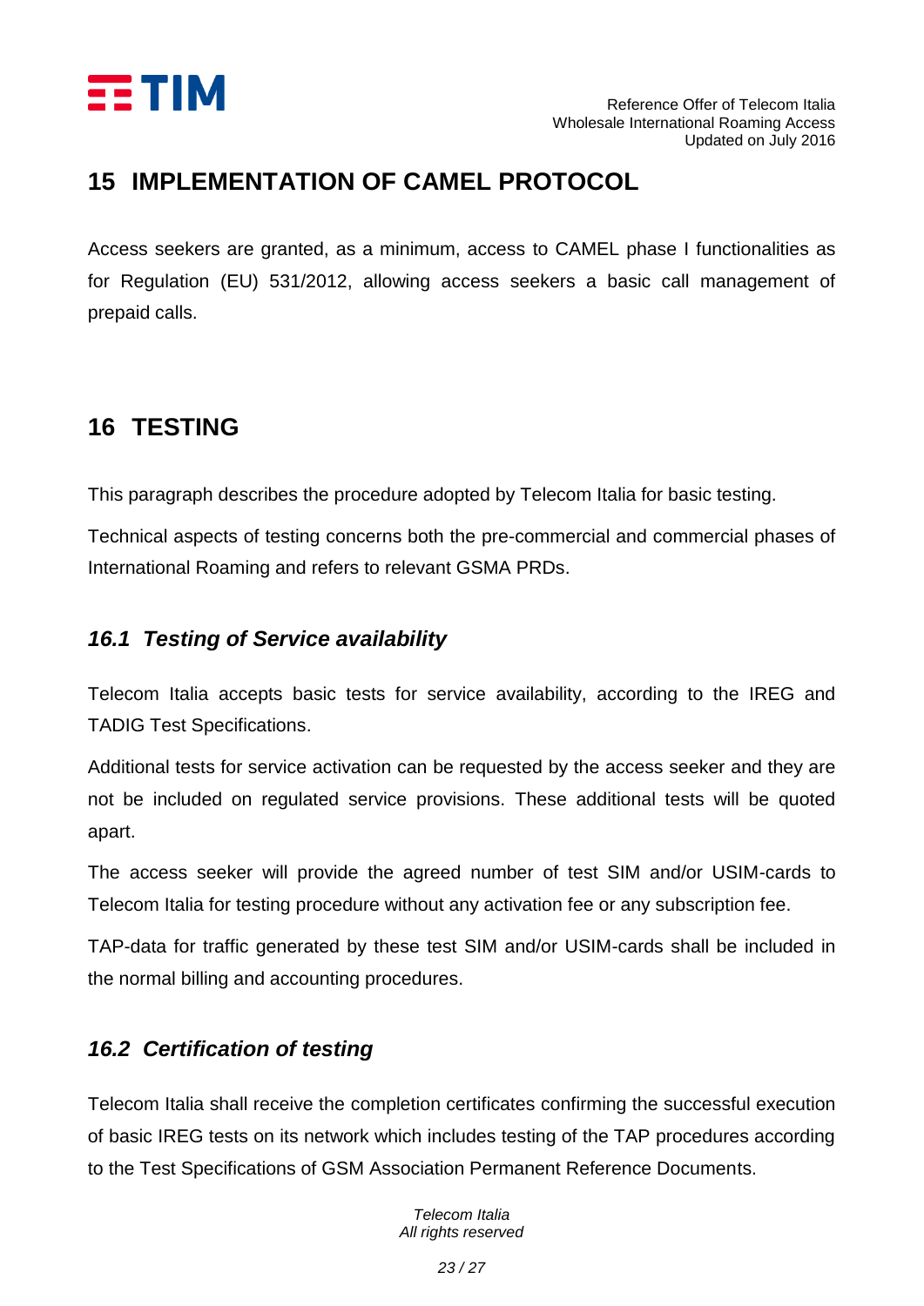# 15 IMPLEMENTATION OF CAMEL PROTOCOL

Access seekers are granted, as a minimum, access to CAMEL phase I functionalities as for Regulation (EU) 531/2012, allowing access seekers a basic call management of prepaid calls.

# 16 TESTING

This paragraph describes the procedure adopted by Telecom Italia for basic testing.

Technical aspects of testing concerns both the pre-commercial and commercial phases of International Roaming and refers to relevant GSMA PRDs.

## *16.1 Testing of Service availability*

Telecom Italia accepts basic tests for service availability, according to the IREG and TADIG Test Specifications.

Additional tests for service activation can be requested by the access seeker and they are not be included on regulated service provisions. These additional tests will be quoted apart.

The access seeker will provide the agreed number of test SIM and/or USIM-cards to Telecom Italia for testing procedure without any activation fee or any subscription fee.

TAP-data for traffic generated by these test SIM and/or USIM-cards shall be included in the normal billing and accounting procedures.

## *16.2 Certification of testing*

Telecom Italia shall receive the completion certificates confirming the successful execution of basic IREG tests on its network which includes testing of the TAP procedures according to the Test Specifications of GSM Association Permanent Reference Documents.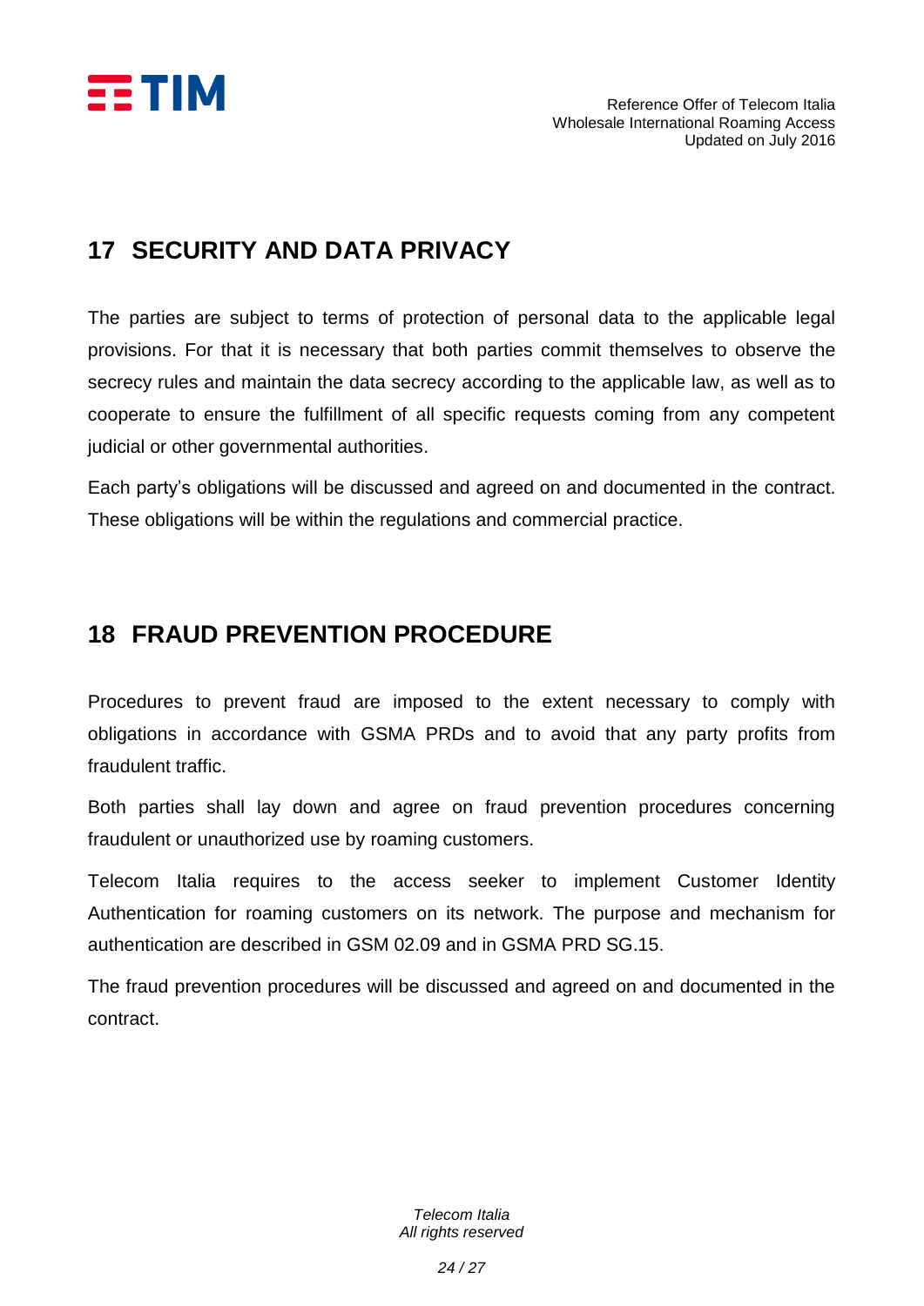## 17 SECURITY AND DATA PRIVACY

The parties are subject to terms of protection of personal data to the applicable legal provisions. For that it is necessary that both parties commit themselves to observe the secrecy rules and maintain the data secrecy according to the applicable law, as well as to cooperate to ensure the fulfillment of all specific requests coming from any competent judicial or other governmental authorities.

Each party's obligations will be discussed and agreed on and documented in the contract. These obligations will be within the regulations and commercial practice.

## 18 FRAUD PREVENTION PROCEDURE

Procedures to prevent fraud are imposed to the extent necessary to comply with obligations in accordance with GSMA PRDs and to avoid that any party profits from fraudulent traffic.

Both parties shall lay down and agree on fraud prevention procedures concerning fraudulent or unauthorized use by roaming customers.

Telecom Italia requires to the access seeker to implement Customer Identity Authentication for roaming customers on its network. The purpose and mechanism for authentication are described in GSM 02.09 and in GSMA PRD SG.15.

The fraud prevention procedures will be discussed and agreed on and documented in the contract.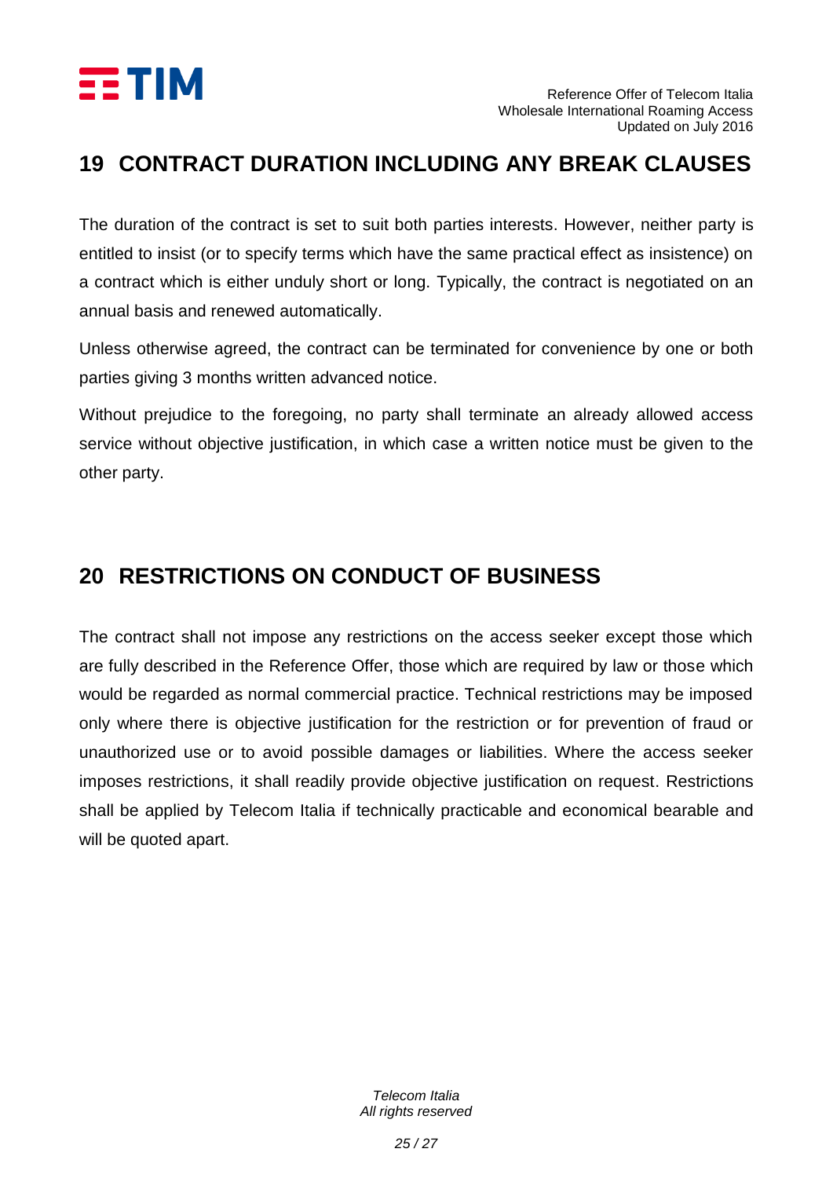## 19 CONTRACT DURATION INCLUDING ANY BREAK CLAUSES

The duration of the contract is set to suit both parties interests. However, neither party is entitled to insist (or to specify terms which have the same practical effect as insistence) on a contract which is either unduly short or long. Typically, the contract is negotiated on an annual basis and renewed automatically.

Unless otherwise agreed, the contract can be terminated for convenience by one or both parties giving 3 months written advanced notice.

Without prejudice to the foregoing, no party shall terminate an already allowed access service without objective justification, in which case a written notice must be given to the other party.

## 20 RESTRICTIONS ON CONDUCT OF BUSINESS

The contract shall not impose any restrictions on the access seeker except those which are fully described in the Reference Offer, those which are required by law or those which would be regarded as normal commercial practice. Technical restrictions may be imposed only where there is objective justification for the restriction or for prevention of fraud or unauthorized use or to avoid possible damages or liabilities. Where the access seeker imposes restrictions, it shall readily provide objective justification on request. Restrictions shall be applied by Telecom Italia if technically practicable and economical bearable and will be quoted apart.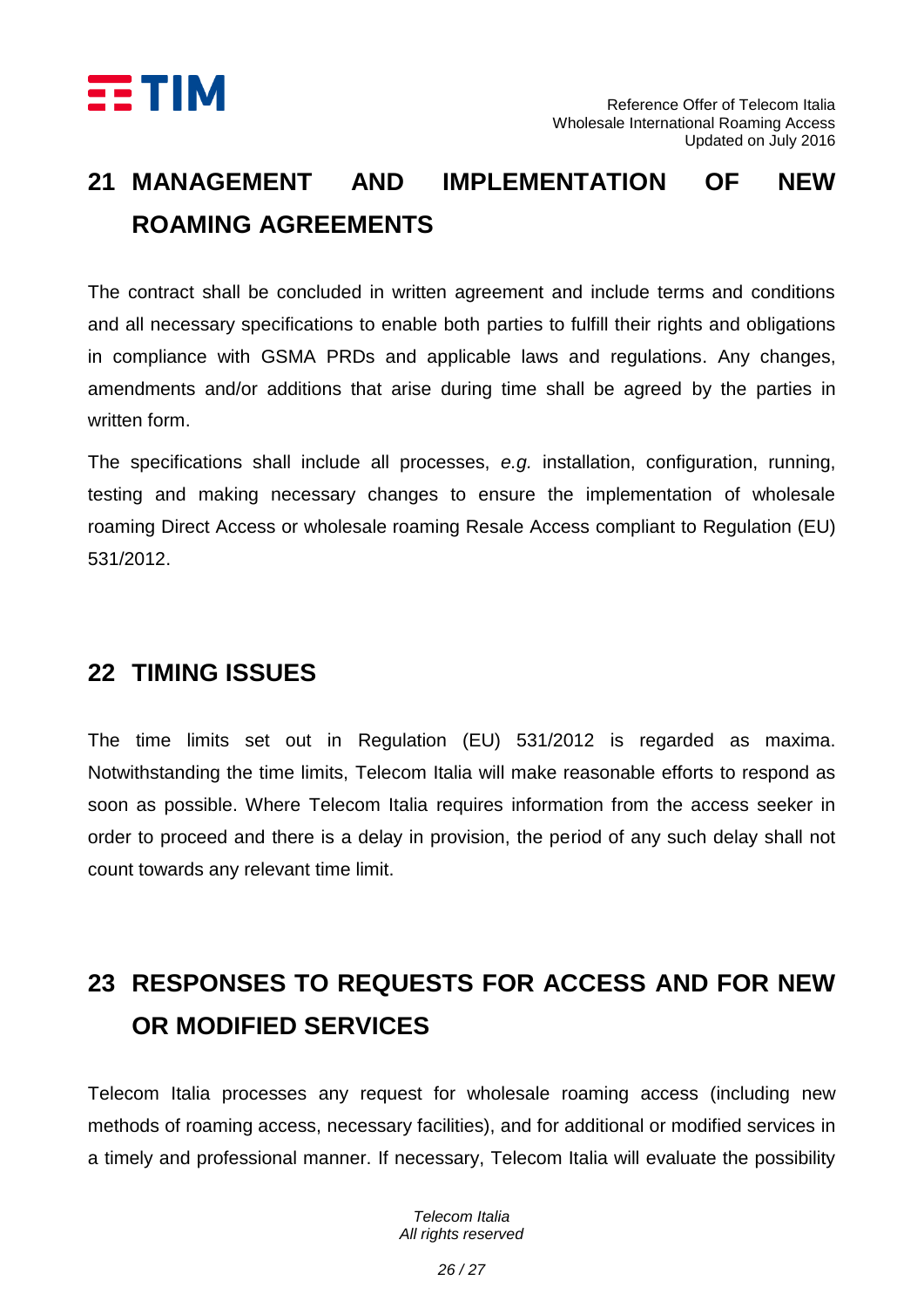# 21 MANAGEMENT AND IMPLEMENTATION OF NEW ROAMING AGREEMENTS

The contract shall be concluded in written agreement and include terms and conditions and all necessary specifications to enable both parties to fulfill their rights and obligations in compliance with GSMA PRDs and applicable laws and regulations. Any changes, amendments and/or additions that arise during time shall be agreed by the parties in written form.

The specifications shall include all processes, *e.g.* installation, configuration, running, testing and making necessary changes to ensure the implementation of wholesale roaming Direct Access or wholesale roaming Resale Access compliant to Regulation (EU) 531/2012.

# 22 TIMING ISSUES

The time limits set out in Regulation (EU) 531/2012 is regarded as maxima. Notwithstanding the time limits, Telecom Italia will make reasonable efforts to respond as soon as possible. Where Telecom Italia requires information from the access seeker in order to proceed and there is a delay in provision, the period of any such delay shall not count towards any relevant time limit.

# 23 RESPONSES TO REQUESTS FOR ACCESS AND FOR NEW OR MODIFIED SERVICES

Telecom Italia processes any request for wholesale roaming access (including new methods of roaming access, necessary facilities), and for additional or modified services in a timely and professional manner. If necessary, Telecom Italia will evaluate the possibility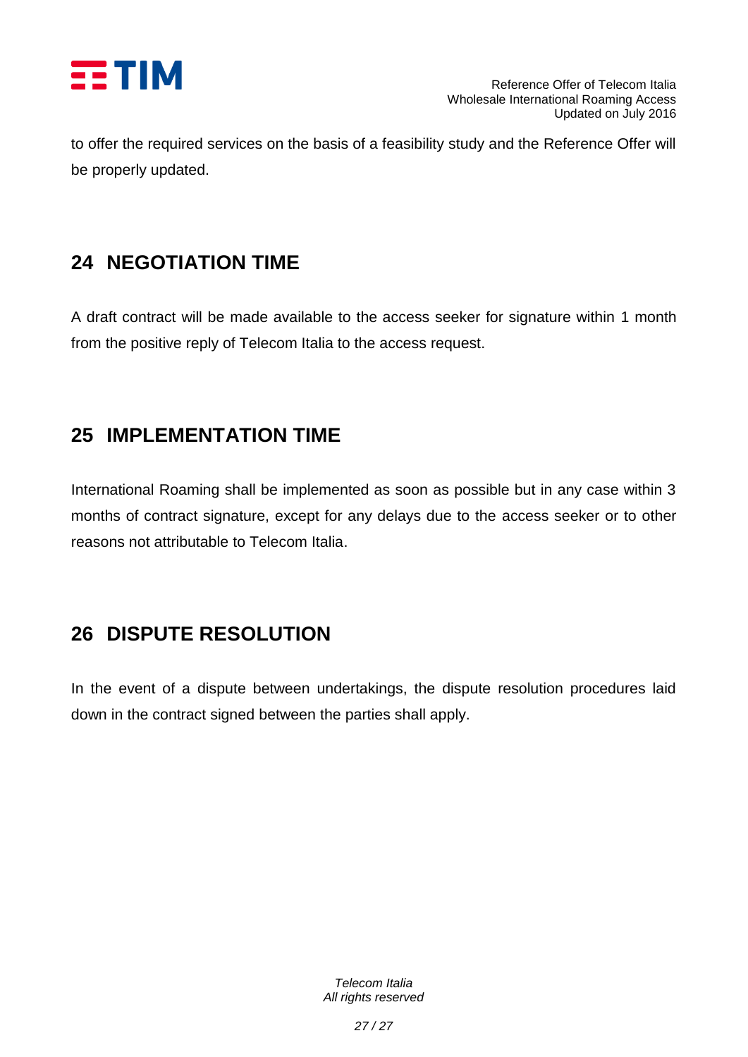to offer the required services on the basis of a feasibility study and the Reference Offer will be properly updated.

## 24 NEGOTIATION TIME

A draft contract will be made available to the access seeker for signature within 1 month from the positive reply of Telecom Italia to the access request.

## 25 IMPLEMENTATION TIME

International Roaming shall be implemented as soon as possible but in any case within 3 months of contract signature, except for any delays due to the access seeker or to other reasons not attributable to Telecom Italia.

## 26 DISPUTE RESOLUTION

In the event of a dispute between undertakings, the dispute resolution procedures laid down in the contract signed between the parties shall apply.